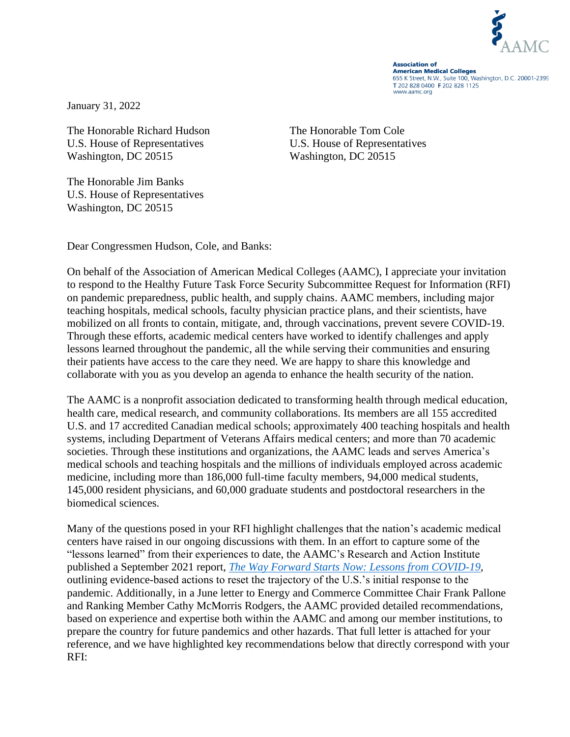AAMC

**Association of American Medical Colleges**
655 K Street, N.W., Suite 100, Washington, D.C. 20001-2399
T 202 828 0400 F 202 828 1125
www.aamc.org

January 31, 2022

The Honorable Richard Hudson
U.S. House of Representatives
Washington, DC 20515

The Honorable Tom Cole
U.S. House of Representatives
Washington, DC 20515

The Honorable Jim Banks
U.S. House of Representatives
Washington, DC 20515

Dear Congressmen Hudson, Cole, and Banks:

On behalf of the Association of American Medical Colleges (AAMC), I appreciate your invitation to respond to the Healthy Future Task Force Security Subcommittee Request for Information (RFI) on pandemic preparedness, public health, and supply chains. AAMC members, including major teaching hospitals, medical schools, faculty physician practice plans, and their scientists, have mobilized on all fronts to contain, mitigate, and, through vaccinations, prevent severe COVID-19. Through these efforts, academic medical centers have worked to identify challenges and apply lessons learned throughout the pandemic, all the while serving their communities and ensuring their patients have access to the care they need. We are happy to share this knowledge and collaborate with you as you develop an agenda to enhance the health security of the nation.

The AAMC is a nonprofit association dedicated to transforming health through medical education, health care, medical research, and community collaborations. Its members are all 155 accredited U.S. and 17 accredited Canadian medical schools; approximately 400 teaching hospitals and health systems, including Department of Veterans Affairs medical centers; and more than 70 academic societies. Through these institutions and organizations, the AAMC leads and serves America's medical schools and teaching hospitals and the millions of individuals employed across academic medicine, including more than 186,000 full-time faculty members, 94,000 medical students, 145,000 resident physicians, and 60,000 graduate students and postdoctoral researchers in the biomedical sciences.

Many of the questions posed in your RFI highlight challenges that the nation's academic medical centers have raised in our ongoing discussions with them. In an effort to capture some of the "lessons learned" from their experiences to date, the AAMC's Research and Action Institute published a September 2021 report, *The Way Forward Starts Now: Lessons from COVID-19*, outlining evidence-based actions to reset the trajectory of the U.S.'s initial response to the pandemic. Additionally, in a June letter to Energy and Commerce Committee Chair Frank Pallone and Ranking Member Cathy McMorris Rodgers, the AAMC provided detailed recommendations, based on experience and expertise both within the AAMC and among our member institutions, to prepare the country for future pandemics and other hazards. That full letter is attached for your reference, and we have highlighted key recommendations below that directly correspond with your RFI: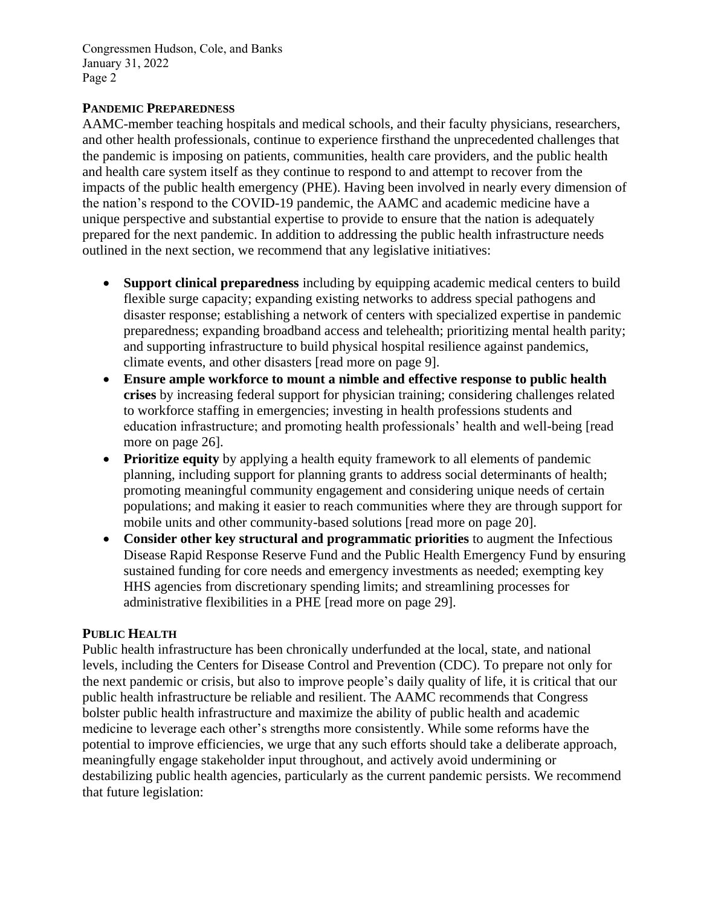## PANDEMIC PREPAREDNESS

AAMC-member teaching hospitals and medical schools, and their faculty physicians, researchers, and other health professionals, continue to experience firsthand the unprecedented challenges that the pandemic is imposing on patients, communities, health care providers, and the public health and health care system itself as they continue to respond to and attempt to recover from the impacts of the public health emergency (PHE). Having been involved in nearly every dimension of the nation's respond to the COVID-19 pandemic, the AAMC and academic medicine have a unique perspective and substantial expertise to provide to ensure that the nation is adequately prepared for the next pandemic. In addition to addressing the public health infrastructure needs outlined in the next section, we recommend that any legislative initiatives:

- **Support clinical preparedness** including by equipping academic medical centers to build flexible surge capacity; expanding existing networks to address special pathogens and disaster response; establishing a network of centers with specialized expertise in pandemic preparedness; expanding broadband access and telehealth; prioritizing mental health parity; and supporting infrastructure to build physical hospital resilience against pandemics, climate events, and other disasters [read more on page 9].
- **Ensure ample workforce to mount a nimble and effective response to public health crises** by increasing federal support for physician training; considering challenges related to workforce staffing in emergencies; investing in health professions students and education infrastructure; and promoting health professionals' health and well-being [read more on page 26].
- **Prioritize equity** by applying a health equity framework to all elements of pandemic planning, including support for planning grants to address social determinants of health; promoting meaningful community engagement and considering unique needs of certain populations; and making it easier to reach communities where they are through support for mobile units and other community-based solutions [read more on page 20].
- **Consider other key structural and programmatic priorities** to augment the Infectious Disease Rapid Response Reserve Fund and the Public Health Emergency Fund by ensuring sustained funding for core needs and emergency investments as needed; exempting key HHS agencies from discretionary spending limits; and streamlining processes for administrative flexibilities in a PHE [read more on page 29].

## PUBLIC HEALTH

Public health infrastructure has been chronically underfunded at the local, state, and national levels, including the Centers for Disease Control and Prevention (CDC). To prepare not only for the next pandemic or crisis, but also to improve people's daily quality of life, it is critical that our public health infrastructure be reliable and resilient. The AAMC recommends that Congress bolster public health infrastructure and maximize the ability of public health and academic medicine to leverage each other's strengths more consistently. While some reforms have the potential to improve efficiencies, we urge that any such efforts should take a deliberate approach, meaningfully engage stakeholder input throughout, and actively avoid undermining or destabilizing public health agencies, particularly as the current pandemic persists. We recommend that future legislation: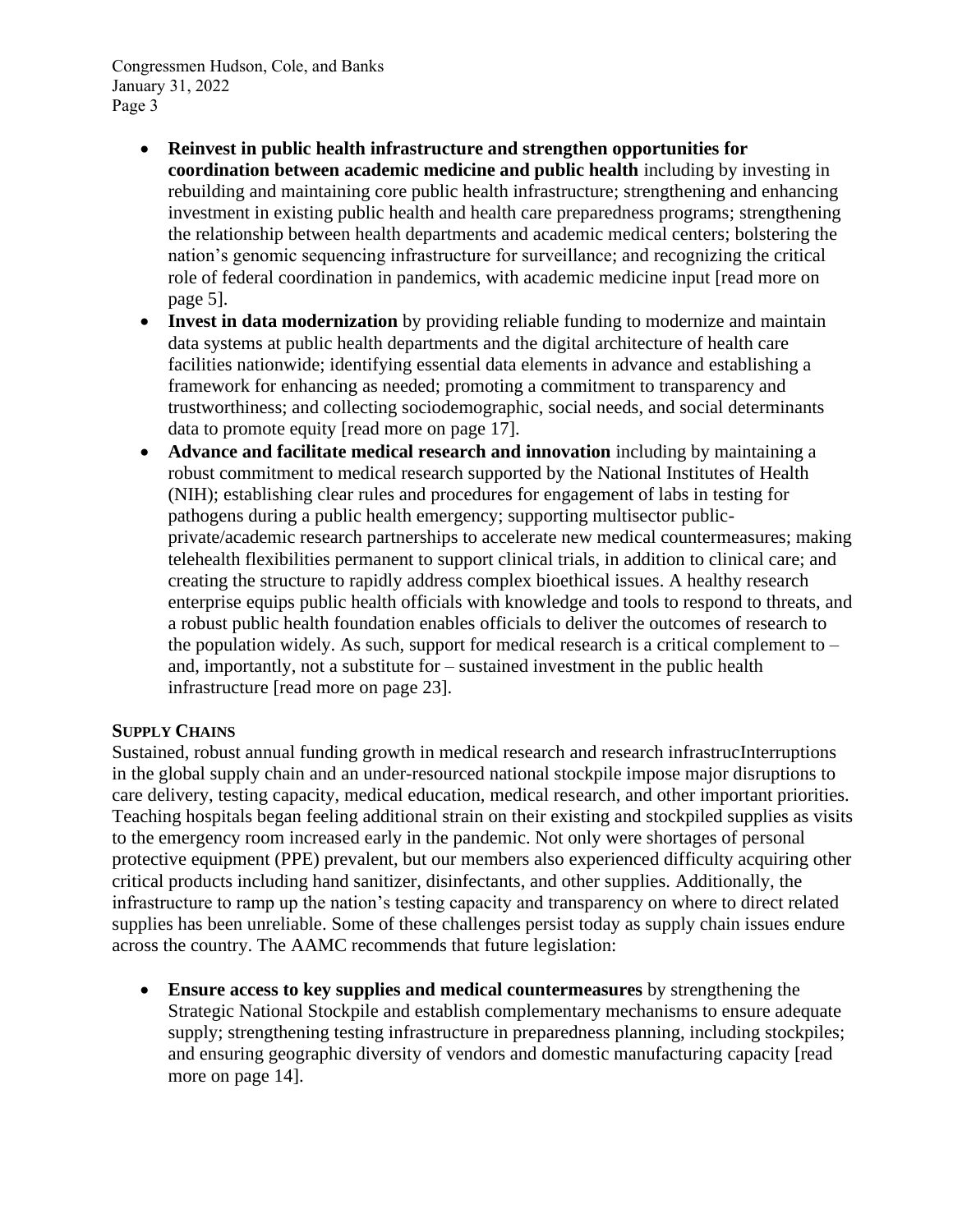- **Reinvest in public health infrastructure and strengthen opportunities for coordination between academic medicine and public health** including by investing in rebuilding and maintaining core public health infrastructure; strengthening and enhancing investment in existing public health and health care preparedness programs; strengthening the relationship between health departments and academic medical centers; bolstering the nation's genomic sequencing infrastructure for surveillance; and recognizing the critical role of federal coordination in pandemics, with academic medicine input [read more on page 5].
- **Invest in data modernization** by providing reliable funding to modernize and maintain data systems at public health departments and the digital architecture of health care facilities nationwide; identifying essential data elements in advance and establishing a framework for enhancing as needed; promoting a commitment to transparency and trustworthiness; and collecting sociodemographic, social needs, and social determinants data to promote equity [read more on page 17].
- **Advance and facilitate medical research and innovation** including by maintaining a robust commitment to medical research supported by the National Institutes of Health (NIH); establishing clear rules and procedures for engagement of labs in testing for pathogens during a public health emergency; supporting multisector public-private/academic research partnerships to accelerate new medical countermeasures; making telehealth flexibilities permanent to support clinical trials, in addition to clinical care; and creating the structure to rapidly address complex bioethical issues. A healthy research enterprise equips public health officials with knowledge and tools to respond to threats, and a robust public health foundation enables officials to deliver the outcomes of research to the population widely. As such, support for medical research is a critical complement to – and, importantly, not a substitute for – sustained investment in the public health infrastructure [read more on page 23].

**SUPPLY CHAINS**

Sustained, robust annual funding growth in medical research and research infrastrucInterruptions in the global supply chain and an under-resourced national stockpile impose major disruptions to care delivery, testing capacity, medical education, medical research, and other important priorities. Teaching hospitals began feeling additional strain on their existing and stockpiled supplies as visits to the emergency room increased early in the pandemic. Not only were shortages of personal protective equipment (PPE) prevalent, but our members also experienced difficulty acquiring other critical products including hand sanitizer, disinfectants, and other supplies. Additionally, the infrastructure to ramp up the nation's testing capacity and transparency on where to direct related supplies has been unreliable. Some of these challenges persist today as supply chain issues endure across the country. The AAMC recommends that future legislation:

- **Ensure access to key supplies and medical countermeasures** by strengthening the Strategic National Stockpile and establish complementary mechanisms to ensure adequate supply; strengthening testing infrastructure in preparedness planning, including stockpiles; and ensuring geographic diversity of vendors and domestic manufacturing capacity [read more on page 14].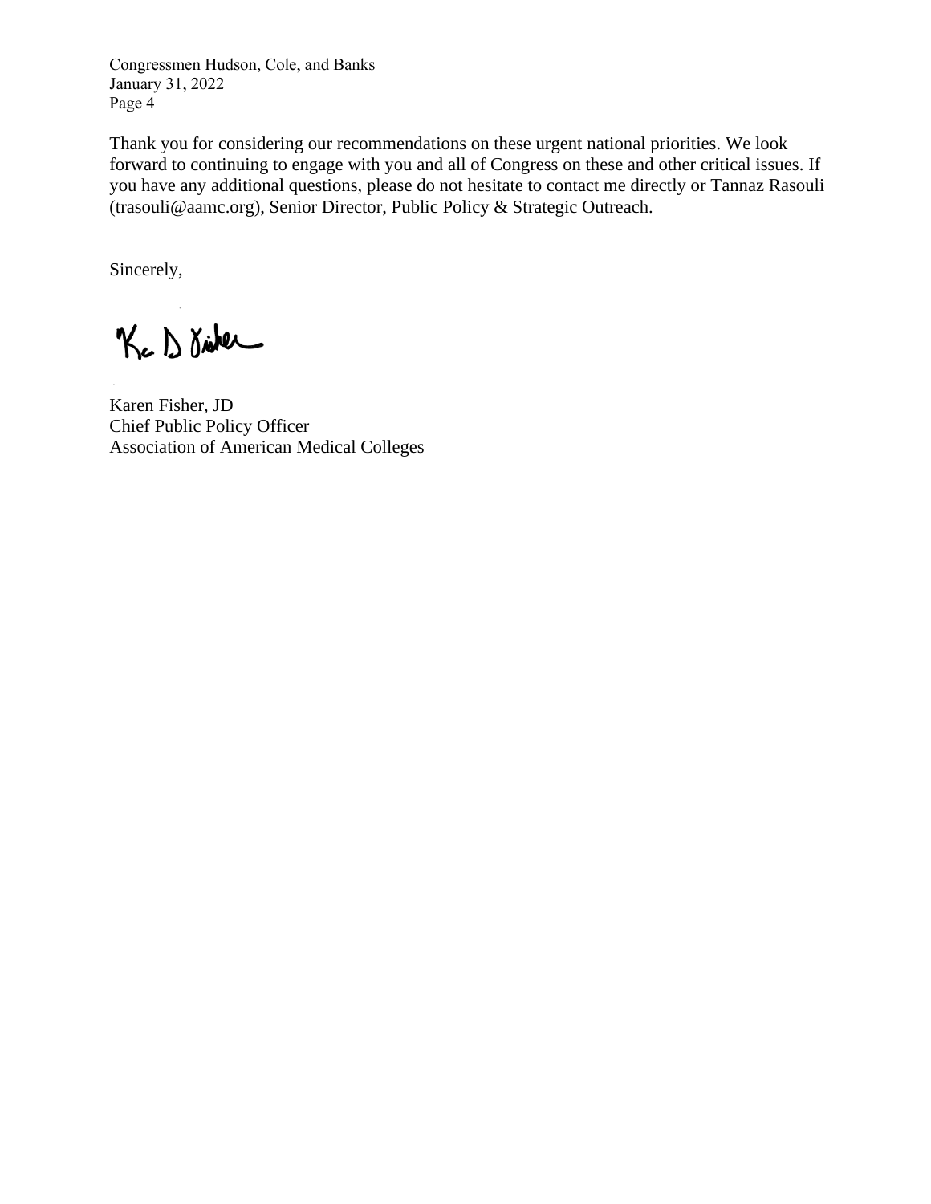Thank you for considering our recommendations on these urgent national priorities. We look forward to continuing to engage with you and all of Congress on these and other critical issues. If you have any additional questions, please do not hesitate to contact me directly or Tannaz Rasouli (trasouli@aamc.org), Senior Director, Public Policy & Strategic Outreach.

Sincerely,

Karen Fisher, JD
Chief Public Policy Officer
Association of American Medical Colleges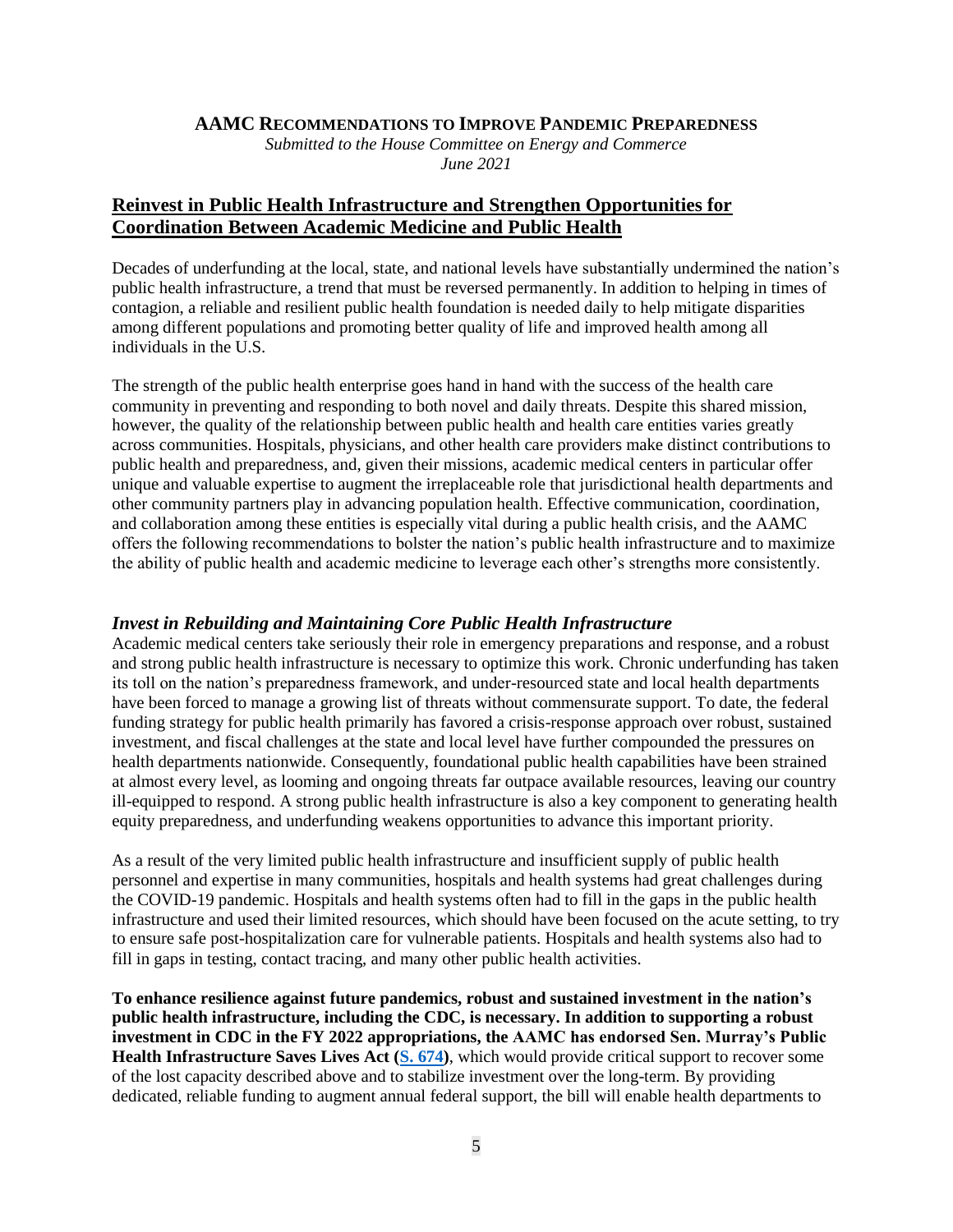**AAMC RECOMMENDATIONS TO IMPROVE PANDEMIC PREPAREDNESS**

*Submitted to the House Committee on Energy and Commerce*
*June 2021*

## Reinvest in Public Health Infrastructure and Strengthen Opportunities for Coordination Between Academic Medicine and Public Health

Decades of underfunding at the local, state, and national levels have substantially undermined the nation's public health infrastructure, a trend that must be reversed permanently. In addition to helping in times of contagion, a reliable and resilient public health foundation is needed daily to help mitigate disparities among different populations and promoting better quality of life and improved health among all individuals in the U.S.

The strength of the public health enterprise goes hand in hand with the success of the health care community in preventing and responding to both novel and daily threats. Despite this shared mission, however, the quality of the relationship between public health and health care entities varies greatly across communities. Hospitals, physicians, and other health care providers make distinct contributions to public health and preparedness, and, given their missions, academic medical centers in particular offer unique and valuable expertise to augment the irreplaceable role that jurisdictional health departments and other community partners play in advancing population health. Effective communication, coordination, and collaboration among these entities is especially vital during a public health crisis, and the AAMC offers the following recommendations to bolster the nation's public health infrastructure and to maximize the ability of public health and academic medicine to leverage each other's strengths more consistently.

### *Invest in Rebuilding and Maintaining Core Public Health Infrastructure*

Academic medical centers take seriously their role in emergency preparations and response, and a robust and strong public health infrastructure is necessary to optimize this work. Chronic underfunding has taken its toll on the nation's preparedness framework, and under-resourced state and local health departments have been forced to manage a growing list of threats without commensurate support. To date, the federal funding strategy for public health primarily has favored a crisis-response approach over robust, sustained investment, and fiscal challenges at the state and local level have further compounded the pressures on health departments nationwide. Consequently, foundational public health capabilities have been strained at almost every level, as looming and ongoing threats far outpace available resources, leaving our country ill-equipped to respond. A strong public health infrastructure is also a key component to generating health equity preparedness, and underfunding weakens opportunities to advance this important priority.

As a result of the very limited public health infrastructure and insufficient supply of public health personnel and expertise in many communities, hospitals and health systems had great challenges during the COVID-19 pandemic. Hospitals and health systems often had to fill in the gaps in the public health infrastructure and used their limited resources, which should have been focused on the acute setting, to try to ensure safe post-hospitalization care for vulnerable patients. Hospitals and health systems also had to fill in gaps in testing, contact tracing, and many other public health activities.

**To enhance resilience against future pandemics, robust and sustained investment in the nation's public health infrastructure, including the CDC, is necessary. In addition to supporting a robust investment in CDC in the FY 2022 appropriations, the AAMC has endorsed Sen. Murray's Public Health Infrastructure Saves Lives Act (S. 674)**, which would provide critical support to recover some of the lost capacity described above and to stabilize investment over the long-term. By providing dedicated, reliable funding to augment annual federal support, the bill will enable health departments to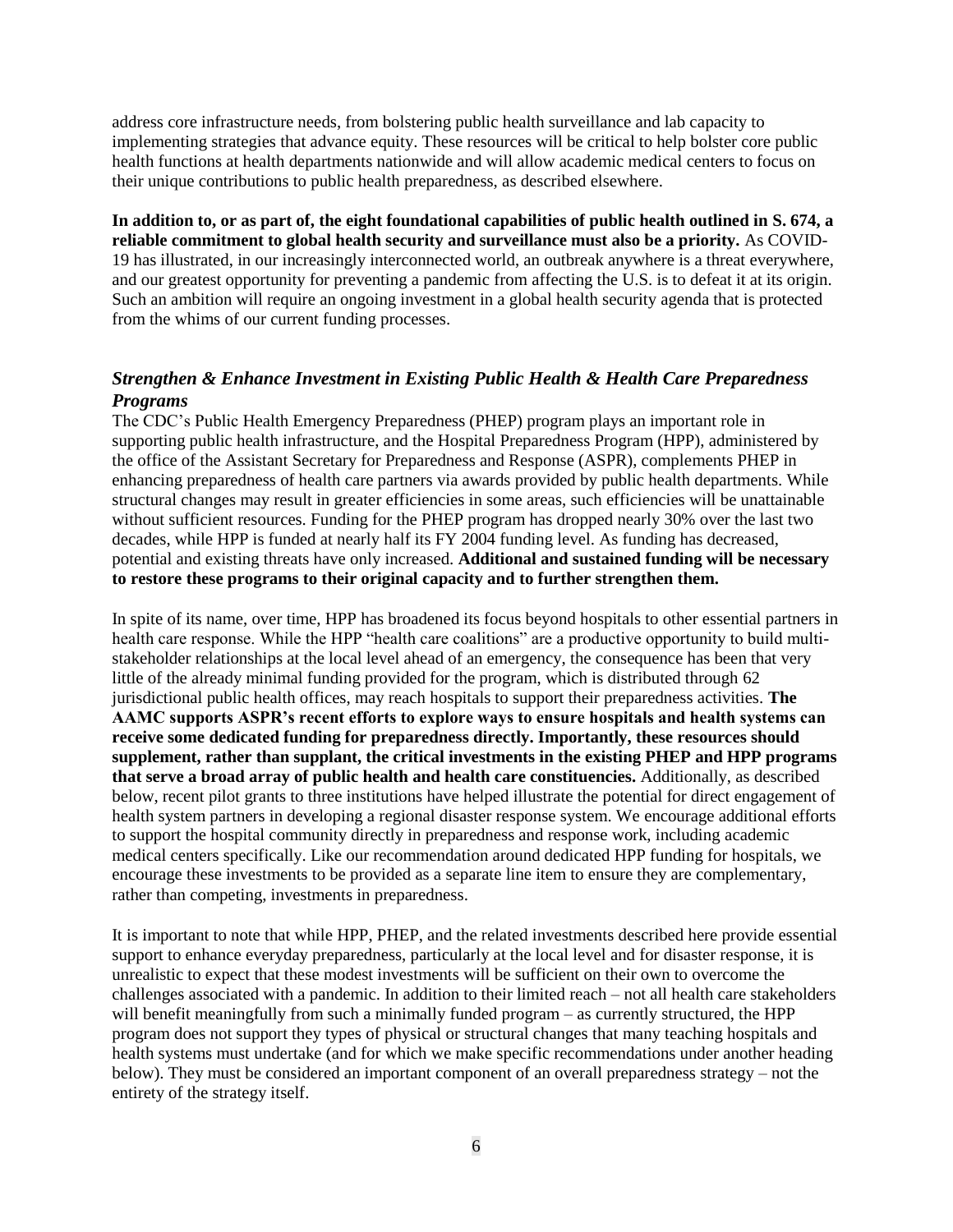address core infrastructure needs, from bolstering public health surveillance and lab capacity to implementing strategies that advance equity. These resources will be critical to help bolster core public health functions at health departments nationwide and will allow academic medical centers to focus on their unique contributions to public health preparedness, as described elsewhere.

**In addition to, or as part of, the eight foundational capabilities of public health outlined in S. 674, a reliable commitment to global health security and surveillance must also be a priority.** As COVID-19 has illustrated, in our increasingly interconnected world, an outbreak anywhere is a threat everywhere, and our greatest opportunity for preventing a pandemic from affecting the U.S. is to defeat it at its origin. Such an ambition will require an ongoing investment in a global health security agenda that is protected from the whims of our current funding processes.

### *Strengthen & Enhance Investment in Existing Public Health & Health Care Preparedness Programs*

The CDC's Public Health Emergency Preparedness (PHEP) program plays an important role in supporting public health infrastructure, and the Hospital Preparedness Program (HPP), administered by the office of the Assistant Secretary for Preparedness and Response (ASPR), complements PHEP in enhancing preparedness of health care partners via awards provided by public health departments. While structural changes may result in greater efficiencies in some areas, such efficiencies will be unattainable without sufficient resources. Funding for the PHEP program has dropped nearly 30% over the last two decades, while HPP is funded at nearly half its FY 2004 funding level. As funding has decreased, potential and existing threats have only increased. **Additional and sustained funding will be necessary to restore these programs to their original capacity and to further strengthen them.**

In spite of its name, over time, HPP has broadened its focus beyond hospitals to other essential partners in health care response. While the HPP "health care coalitions" are a productive opportunity to build multi-stakeholder relationships at the local level ahead of an emergency, the consequence has been that very little of the already minimal funding provided for the program, which is distributed through 62 jurisdictional public health offices, may reach hospitals to support their preparedness activities. **The AAMC supports ASPR's recent efforts to explore ways to ensure hospitals and health systems can receive some dedicated funding for preparedness directly. Importantly, these resources should supplement, rather than supplant, the critical investments in the existing PHEP and HPP programs that serve a broad array of public health and health care constituencies.** Additionally, as described below, recent pilot grants to three institutions have helped illustrate the potential for direct engagement of health system partners in developing a regional disaster response system. We encourage additional efforts to support the hospital community directly in preparedness and response work, including academic medical centers specifically. Like our recommendation around dedicated HPP funding for hospitals, we encourage these investments to be provided as a separate line item to ensure they are complementary, rather than competing, investments in preparedness.

It is important to note that while HPP, PHEP, and the related investments described here provide essential support to enhance everyday preparedness, particularly at the local level and for disaster response, it is unrealistic to expect that these modest investments will be sufficient on their own to overcome the challenges associated with a pandemic. In addition to their limited reach – not all health care stakeholders will benefit meaningfully from such a minimally funded program – as currently structured, the HPP program does not support they types of physical or structural changes that many teaching hospitals and health systems must undertake (and for which we make specific recommendations under another heading below). They must be considered an important component of an overall preparedness strategy – not the entirety of the strategy itself.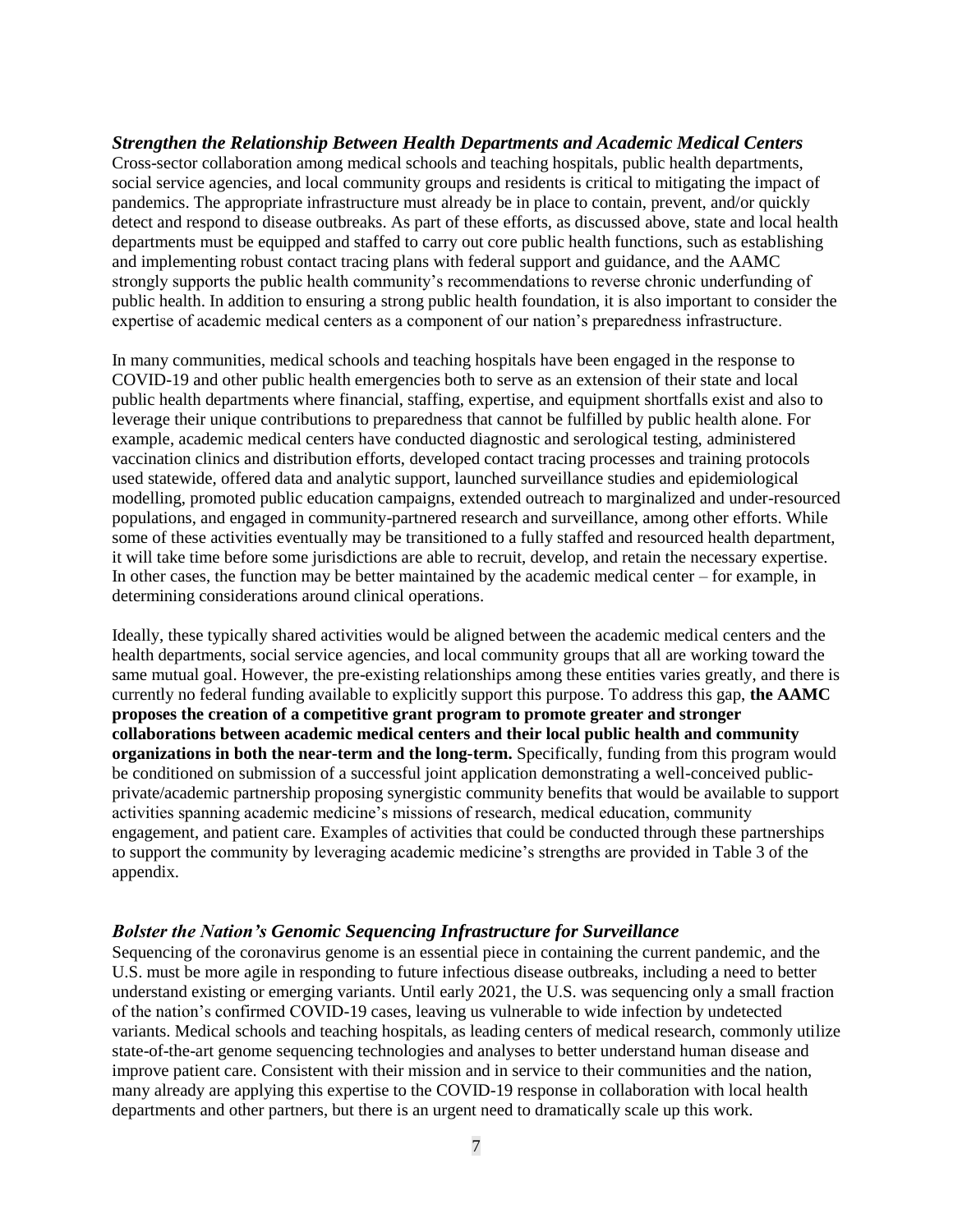### *Strengthen the Relationship Between Health Departments and Academic Medical Centers*

Cross-sector collaboration among medical schools and teaching hospitals, public health departments, social service agencies, and local community groups and residents is critical to mitigating the impact of pandemics. The appropriate infrastructure must already be in place to contain, prevent, and/or quickly detect and respond to disease outbreaks. As part of these efforts, as discussed above, state and local health departments must be equipped and staffed to carry out core public health functions, such as establishing and implementing robust contact tracing plans with federal support and guidance, and the AAMC strongly supports the public health community's recommendations to reverse chronic underfunding of public health. In addition to ensuring a strong public health foundation, it is also important to consider the expertise of academic medical centers as a component of our nation's preparedness infrastructure.

In many communities, medical schools and teaching hospitals have been engaged in the response to COVID-19 and other public health emergencies both to serve as an extension of their state and local public health departments where financial, staffing, expertise, and equipment shortfalls exist and also to leverage their unique contributions to preparedness that cannot be fulfilled by public health alone. For example, academic medical centers have conducted diagnostic and serological testing, administered vaccination clinics and distribution efforts, developed contact tracing processes and training protocols used statewide, offered data and analytic support, launched surveillance studies and epidemiological modelling, promoted public education campaigns, extended outreach to marginalized and under-resourced populations, and engaged in community-partnered research and surveillance, among other efforts. While some of these activities eventually may be transitioned to a fully staffed and resourced health department, it will take time before some jurisdictions are able to recruit, develop, and retain the necessary expertise. In other cases, the function may be better maintained by the academic medical center – for example, in determining considerations around clinical operations.

Ideally, these typically shared activities would be aligned between the academic medical centers and the health departments, social service agencies, and local community groups that all are working toward the same mutual goal. However, the pre-existing relationships among these entities varies greatly, and there is currently no federal funding available to explicitly support this purpose. To address this gap, **the AAMC proposes the creation of a competitive grant program to promote greater and stronger collaborations between academic medical centers and their local public health and community organizations in both the near-term and the long-term.** Specifically, funding from this program would be conditioned on submission of a successful joint application demonstrating a well-conceived public-private/academic partnership proposing synergistic community benefits that would be available to support activities spanning academic medicine's missions of research, medical education, community engagement, and patient care. Examples of activities that could be conducted through these partnerships to support the community by leveraging academic medicine's strengths are provided in Table 3 of the appendix.

### *Bolster the Nation's Genomic Sequencing Infrastructure for Surveillance*

Sequencing of the coronavirus genome is an essential piece in containing the current pandemic, and the U.S. must be more agile in responding to future infectious disease outbreaks, including a need to better understand existing or emerging variants. Until early 2021, the U.S. was sequencing only a small fraction of the nation's confirmed COVID-19 cases, leaving us vulnerable to wide infection by undetected variants. Medical schools and teaching hospitals, as leading centers of medical research, commonly utilize state-of-the-art genome sequencing technologies and analyses to better understand human disease and improve patient care. Consistent with their mission and in service to their communities and the nation, many already are applying this expertise to the COVID-19 response in collaboration with local health departments and other partners, but there is an urgent need to dramatically scale up this work.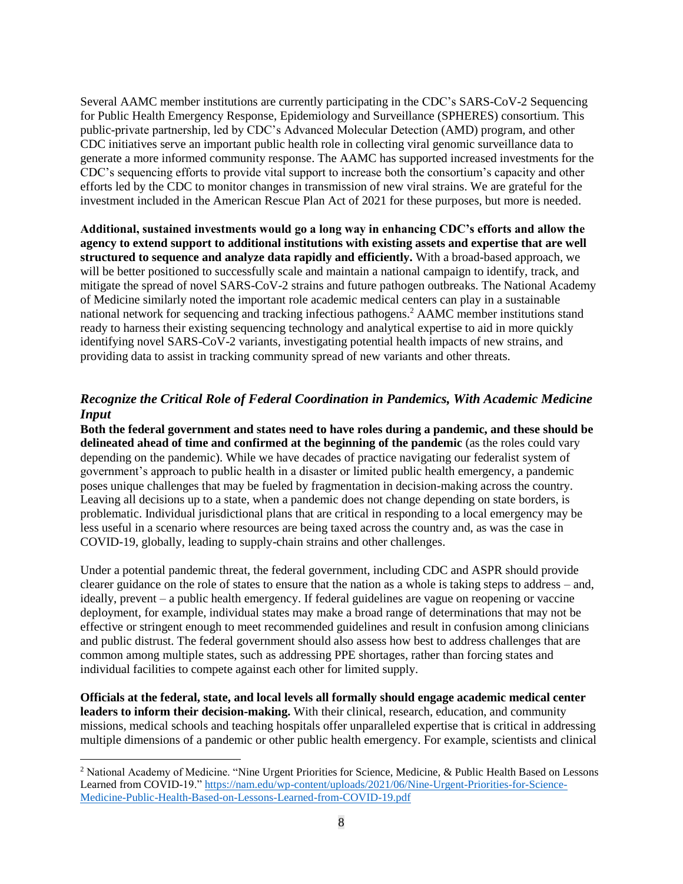Several AAMC member institutions are currently participating in the CDC's SARS-CoV-2 Sequencing for Public Health Emergency Response, Epidemiology and Surveillance (SPHERES) consortium. This public-private partnership, led by CDC's Advanced Molecular Detection (AMD) program, and other CDC initiatives serve an important public health role in collecting viral genomic surveillance data to generate a more informed community response. The AAMC has supported increased investments for the CDC's sequencing efforts to provide vital support to increase both the consortium's capacity and other efforts led by the CDC to monitor changes in transmission of new viral strains. We are grateful for the investment included in the American Rescue Plan Act of 2021 for these purposes, but more is needed.

**Additional, sustained investments would go a long way in enhancing CDC's efforts and allow the agency to extend support to additional institutions with existing assets and expertise that are well structured to sequence and analyze data rapidly and efficiently.** With a broad-based approach, we will be better positioned to successfully scale and maintain a national campaign to identify, track, and mitigate the spread of novel SARS-CoV-2 strains and future pathogen outbreaks. The National Academy of Medicine similarly noted the important role academic medical centers can play in a sustainable national network for sequencing and tracking infectious pathogens.[2] AAMC member institutions stand ready to harness their existing sequencing technology and analytical expertise to aid in more quickly identifying novel SARS-CoV-2 variants, investigating potential health impacts of new strains, and providing data to assist in tracking community spread of new variants and other threats.

### *Recognize the Critical Role of Federal Coordination in Pandemics, With Academic Medicine Input*

**Both the federal government and states need to have roles during a pandemic, and these should be delineated ahead of time and confirmed at the beginning of the pandemic** (as the roles could vary depending on the pandemic). While we have decades of practice navigating our federalist system of government's approach to public health in a disaster or limited public health emergency, a pandemic poses unique challenges that may be fueled by fragmentation in decision-making across the country. Leaving all decisions up to a state, when a pandemic does not change depending on state borders, is problematic. Individual jurisdictional plans that are critical in responding to a local emergency may be less useful in a scenario where resources are being taxed across the country and, as was the case in COVID-19, globally, leading to supply-chain strains and other challenges.

Under a potential pandemic threat, the federal government, including CDC and ASPR should provide clearer guidance on the role of states to ensure that the nation as a whole is taking steps to address – and, ideally, prevent – a public health emergency. If federal guidelines are vague on reopening or vaccine deployment, for example, individual states may make a broad range of determinations that may not be effective or stringent enough to meet recommended guidelines and result in confusion among clinicians and public distrust. The federal government should also assess how best to address challenges that are common among multiple states, such as addressing PPE shortages, rather than forcing states and individual facilities to compete against each other for limited supply.

**Officials at the federal, state, and local levels all formally should engage academic medical center leaders to inform their decision-making.** With their clinical, research, education, and community missions, medical schools and teaching hospitals offer unparalleled expertise that is critical in addressing multiple dimensions of a pandemic or other public health emergency. For example, scientists and clinical

---

[2] National Academy of Medicine. "Nine Urgent Priorities for Science, Medicine, & Public Health Based on Lessons Learned from COVID-19." https://nam.edu/wp-content/uploads/2021/06/Nine-Urgent-Priorities-for-Science-Medicine-Public-Health-Based-on-Lessons-Learned-from-COVID-19.pdf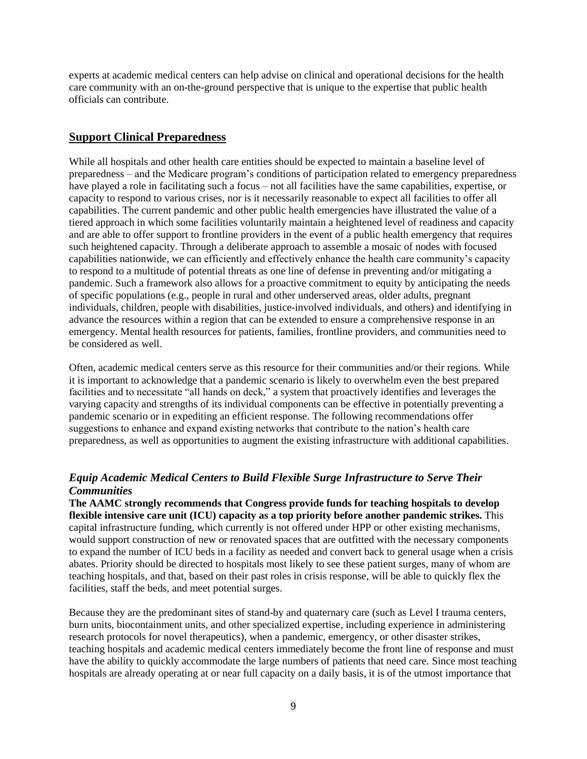experts at academic medical centers can help advise on clinical and operational decisions for the health care community with an on-the-ground perspective that is unique to the expertise that public health officials can contribute.

## Support Clinical Preparedness

While all hospitals and other health care entities should be expected to maintain a baseline level of preparedness – and the Medicare program's conditions of participation related to emergency preparedness have played a role in facilitating such a focus – not all facilities have the same capabilities, expertise, or capacity to respond to various crises, nor is it necessarily reasonable to expect all facilities to offer all capabilities. The current pandemic and other public health emergencies have illustrated the value of a tiered approach in which some facilities voluntarily maintain a heightened level of readiness and capacity and are able to offer support to frontline providers in the event of a public health emergency that requires such heightened capacity. Through a deliberate approach to assemble a mosaic of nodes with focused capabilities nationwide, we can efficiently and effectively enhance the health care community's capacity to respond to a multitude of potential threats as one line of defense in preventing and/or mitigating a pandemic. Such a framework also allows for a proactive commitment to equity by anticipating the needs of specific populations (e.g., people in rural and other underserved areas, older adults, pregnant individuals, children, people with disabilities, justice-involved individuals, and others) and identifying in advance the resources within a region that can be extended to ensure a comprehensive response in an emergency. Mental health resources for patients, families, frontline providers, and communities need to be considered as well.

Often, academic medical centers serve as this resource for their communities and/or their regions. While it is important to acknowledge that a pandemic scenario is likely to overwhelm even the best prepared facilities and to necessitate "all hands on deck," a system that proactively identifies and leverages the varying capacity and strengths of its individual components can be effective in potentially preventing a pandemic scenario or in expediting an efficient response. The following recommendations offer suggestions to enhance and expand existing networks that contribute to the nation's health care preparedness, as well as opportunities to augment the existing infrastructure with additional capabilities.

### *Equip Academic Medical Centers to Build Flexible Surge Infrastructure to Serve Their Communities*

**The AAMC strongly recommends that Congress provide funds for teaching hospitals to develop flexible intensive care unit (ICU) capacity as a top priority before another pandemic strikes.** This capital infrastructure funding, which currently is not offered under HPP or other existing mechanisms, would support construction of new or renovated spaces that are outfitted with the necessary components to expand the number of ICU beds in a facility as needed and convert back to general usage when a crisis abates. Priority should be directed to hospitals most likely to see these patient surges, many of whom are teaching hospitals, and that, based on their past roles in crisis response, will be able to quickly flex the facilities, staff the beds, and meet potential surges.

Because they are the predominant sites of stand-by and quaternary care (such as Level I trauma centers, burn units, biocontainment units, and other specialized expertise, including experience in administering research protocols for novel therapeutics), when a pandemic, emergency, or other disaster strikes, teaching hospitals and academic medical centers immediately become the front line of response and must have the ability to quickly accommodate the large numbers of patients that need care. Since most teaching hospitals are already operating at or near full capacity on a daily basis, it is of the utmost importance that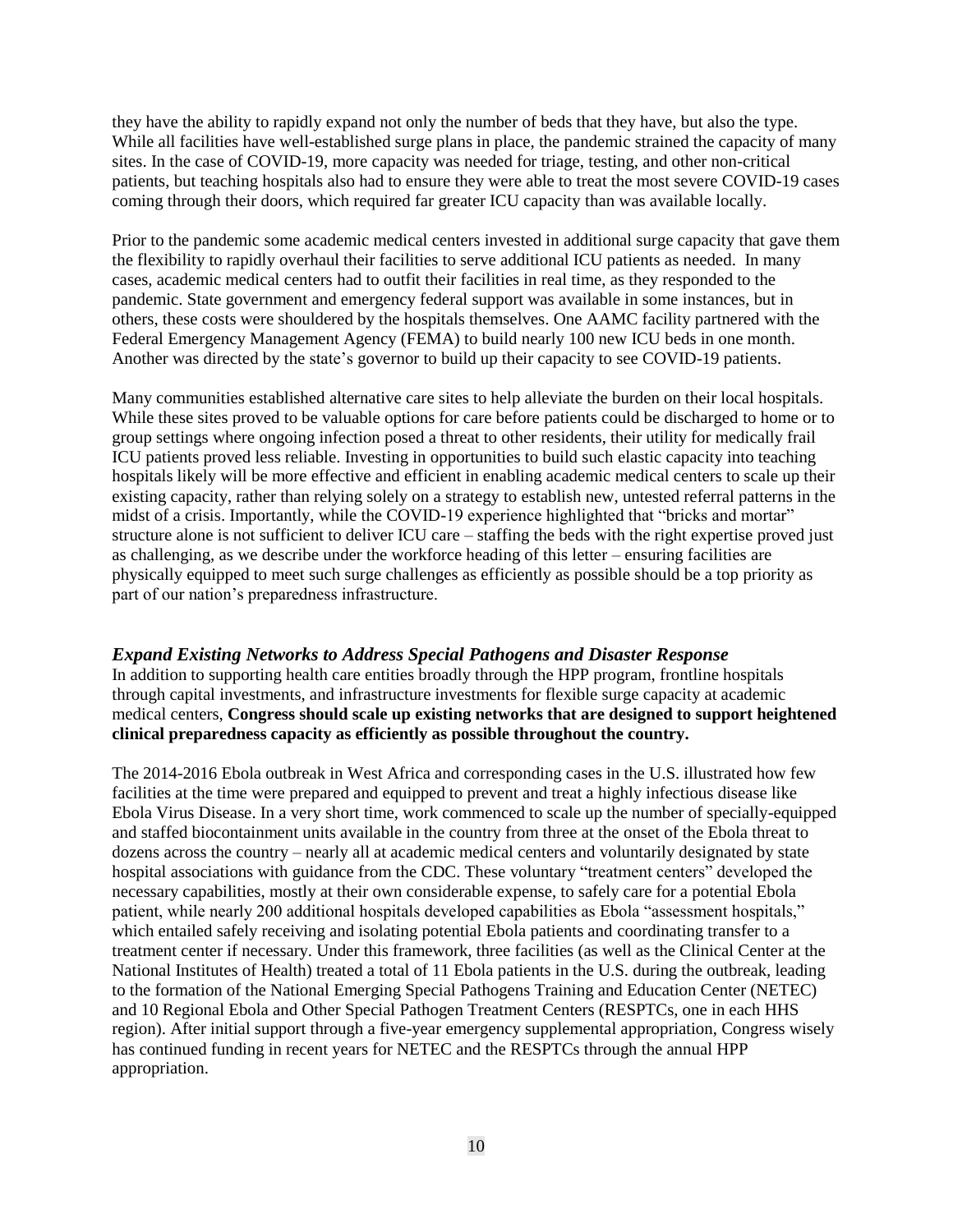they have the ability to rapidly expand not only the number of beds that they have, but also the type. While all facilities have well-established surge plans in place, the pandemic strained the capacity of many sites. In the case of COVID-19, more capacity was needed for triage, testing, and other non-critical patients, but teaching hospitals also had to ensure they were able to treat the most severe COVID-19 cases coming through their doors, which required far greater ICU capacity than was available locally.

Prior to the pandemic some academic medical centers invested in additional surge capacity that gave them the flexibility to rapidly overhaul their facilities to serve additional ICU patients as needed. In many cases, academic medical centers had to outfit their facilities in real time, as they responded to the pandemic. State government and emergency federal support was available in some instances, but in others, these costs were shouldered by the hospitals themselves. One AAMC facility partnered with the Federal Emergency Management Agency (FEMA) to build nearly 100 new ICU beds in one month. Another was directed by the state's governor to build up their capacity to see COVID-19 patients.

Many communities established alternative care sites to help alleviate the burden on their local hospitals. While these sites proved to be valuable options for care before patients could be discharged to home or to group settings where ongoing infection posed a threat to other residents, their utility for medically frail ICU patients proved less reliable. Investing in opportunities to build such elastic capacity into teaching hospitals likely will be more effective and efficient in enabling academic medical centers to scale up their existing capacity, rather than relying solely on a strategy to establish new, untested referral patterns in the midst of a crisis. Importantly, while the COVID-19 experience highlighted that "bricks and mortar" structure alone is not sufficient to deliver ICU care – staffing the beds with the right expertise proved just as challenging, as we describe under the workforce heading of this letter – ensuring facilities are physically equipped to meet such surge challenges as efficiently as possible should be a top priority as part of our nation's preparedness infrastructure.

### *Expand Existing Networks to Address Special Pathogens and Disaster Response*

In addition to supporting health care entities broadly through the HPP program, frontline hospitals through capital investments, and infrastructure investments for flexible surge capacity at academic medical centers, **Congress should scale up existing networks that are designed to support heightened clinical preparedness capacity as efficiently as possible throughout the country.**

The 2014-2016 Ebola outbreak in West Africa and corresponding cases in the U.S. illustrated how few facilities at the time were prepared and equipped to prevent and treat a highly infectious disease like Ebola Virus Disease. In a very short time, work commenced to scale up the number of specially-equipped and staffed biocontainment units available in the country from three at the onset of the Ebola threat to dozens across the country – nearly all at academic medical centers and voluntarily designated by state hospital associations with guidance from the CDC. These voluntary "treatment centers" developed the necessary capabilities, mostly at their own considerable expense, to safely care for a potential Ebola patient, while nearly 200 additional hospitals developed capabilities as Ebola "assessment hospitals," which entailed safely receiving and isolating potential Ebola patients and coordinating transfer to a treatment center if necessary. Under this framework, three facilities (as well as the Clinical Center at the National Institutes of Health) treated a total of 11 Ebola patients in the U.S. during the outbreak, leading to the formation of the National Emerging Special Pathogens Training and Education Center (NETEC) and 10 Regional Ebola and Other Special Pathogen Treatment Centers (RESPTCs, one in each HHS region). After initial support through a five-year emergency supplemental appropriation, Congress wisely has continued funding in recent years for NETEC and the RESPTCs through the annual HPP appropriation.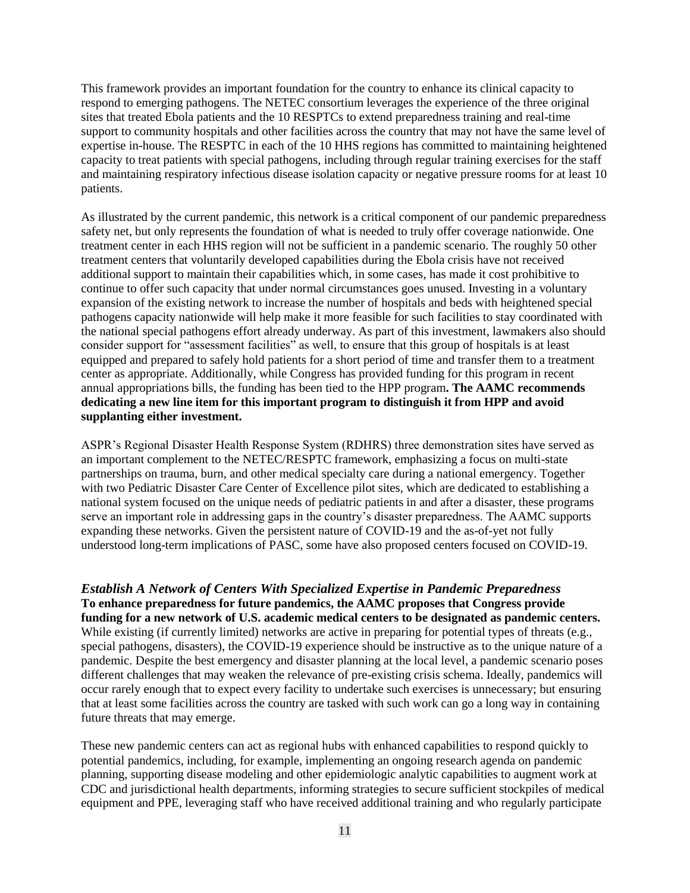This framework provides an important foundation for the country to enhance its clinical capacity to respond to emerging pathogens. The NETEC consortium leverages the experience of the three original sites that treated Ebola patients and the 10 RESPTCs to extend preparedness training and real-time support to community hospitals and other facilities across the country that may not have the same level of expertise in-house. The RESPTC in each of the 10 HHS regions has committed to maintaining heightened capacity to treat patients with special pathogens, including through regular training exercises for the staff and maintaining respiratory infectious disease isolation capacity or negative pressure rooms for at least 10 patients.

As illustrated by the current pandemic, this network is a critical component of our pandemic preparedness safety net, but only represents the foundation of what is needed to truly offer coverage nationwide. One treatment center in each HHS region will not be sufficient in a pandemic scenario. The roughly 50 other treatment centers that voluntarily developed capabilities during the Ebola crisis have not received additional support to maintain their capabilities which, in some cases, has made it cost prohibitive to continue to offer such capacity that under normal circumstances goes unused. Investing in a voluntary expansion of the existing network to increase the number of hospitals and beds with heightened special pathogens capacity nationwide will help make it more feasible for such facilities to stay coordinated with the national special pathogens effort already underway. As part of this investment, lawmakers also should consider support for "assessment facilities" as well, to ensure that this group of hospitals is at least equipped and prepared to safely hold patients for a short period of time and transfer them to a treatment center as appropriate. Additionally, while Congress has provided funding for this program in recent annual appropriations bills, the funding has been tied to the HPP program**. The AAMC recommends dedicating a new line item for this important program to distinguish it from HPP and avoid supplanting either investment.**

ASPR's Regional Disaster Health Response System (RDHRS) three demonstration sites have served as an important complement to the NETEC/RESPTC framework, emphasizing a focus on multi-state partnerships on trauma, burn, and other medical specialty care during a national emergency. Together with two Pediatric Disaster Care Center of Excellence pilot sites, which are dedicated to establishing a national system focused on the unique needs of pediatric patients in and after a disaster, these programs serve an important role in addressing gaps in the country's disaster preparedness. The AAMC supports expanding these networks. Given the persistent nature of COVID-19 and the as-of-yet not fully understood long-term implications of PASC, some have also proposed centers focused on COVID-19.

### *Establish A Network of Centers With Specialized Expertise in Pandemic Preparedness*

**To enhance preparedness for future pandemics, the AAMC proposes that Congress provide funding for a new network of U.S. academic medical centers to be designated as pandemic centers.** While existing (if currently limited) networks are active in preparing for potential types of threats (e.g., special pathogens, disasters), the COVID-19 experience should be instructive as to the unique nature of a pandemic. Despite the best emergency and disaster planning at the local level, a pandemic scenario poses different challenges that may weaken the relevance of pre-existing crisis schema. Ideally, pandemics will occur rarely enough that to expect every facility to undertake such exercises is unnecessary; but ensuring that at least some facilities across the country are tasked with such work can go a long way in containing future threats that may emerge.

These new pandemic centers can act as regional hubs with enhanced capabilities to respond quickly to potential pandemics, including, for example, implementing an ongoing research agenda on pandemic planning, supporting disease modeling and other epidemiologic analytic capabilities to augment work at CDC and jurisdictional health departments, informing strategies to secure sufficient stockpiles of medical equipment and PPE, leveraging staff who have received additional training and who regularly participate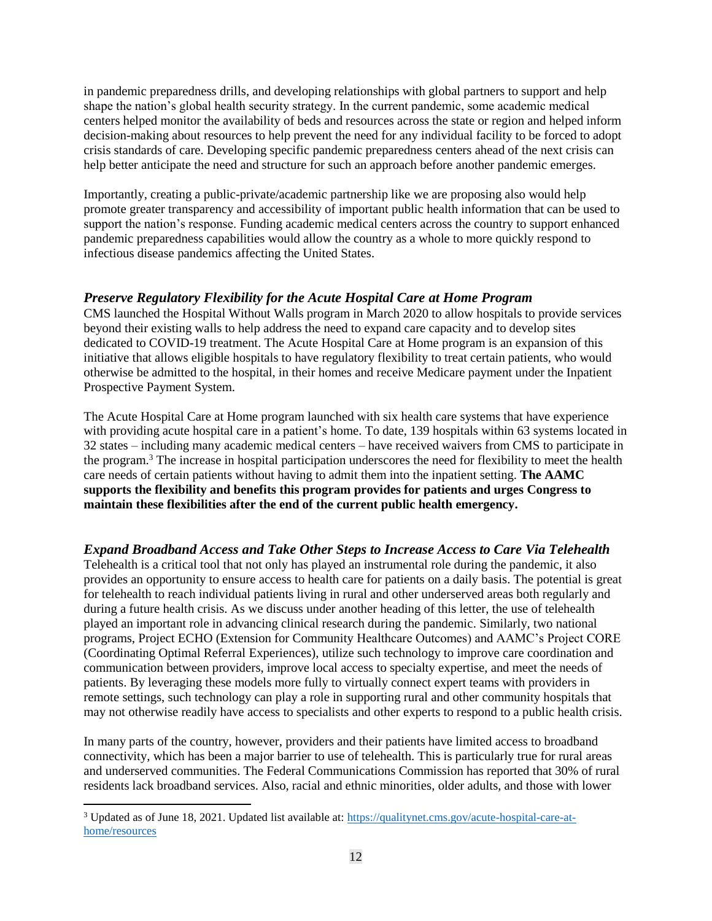in pandemic preparedness drills, and developing relationships with global partners to support and help shape the nation's global health security strategy. In the current pandemic, some academic medical centers helped monitor the availability of beds and resources across the state or region and helped inform decision-making about resources to help prevent the need for any individual facility to be forced to adopt crisis standards of care. Developing specific pandemic preparedness centers ahead of the next crisis can help better anticipate the need and structure for such an approach before another pandemic emerges.

Importantly, creating a public-private/academic partnership like we are proposing also would help promote greater transparency and accessibility of important public health information that can be used to support the nation's response. Funding academic medical centers across the country to support enhanced pandemic preparedness capabilities would allow the country as a whole to more quickly respond to infectious disease pandemics affecting the United States.

### *Preserve Regulatory Flexibility for the Acute Hospital Care at Home Program*

CMS launched the Hospital Without Walls program in March 2020 to allow hospitals to provide services beyond their existing walls to help address the need to expand care capacity and to develop sites dedicated to COVID-19 treatment. The Acute Hospital Care at Home program is an expansion of this initiative that allows eligible hospitals to have regulatory flexibility to treat certain patients, who would otherwise be admitted to the hospital, in their homes and receive Medicare payment under the Inpatient Prospective Payment System.

The Acute Hospital Care at Home program launched with six health care systems that have experience with providing acute hospital care in a patient's home. To date, 139 hospitals within 63 systems located in 32 states – including many academic medical centers – have received waivers from CMS to participate in the program.[3] The increase in hospital participation underscores the need for flexibility to meet the health care needs of certain patients without having to admit them into the inpatient setting. **The AAMC supports the flexibility and benefits this program provides for patients and urges Congress to maintain these flexibilities after the end of the current public health emergency.**

### *Expand Broadband Access and Take Other Steps to Increase Access to Care Via Telehealth*

Telehealth is a critical tool that not only has played an instrumental role during the pandemic, it also provides an opportunity to ensure access to health care for patients on a daily basis. The potential is great for telehealth to reach individual patients living in rural and other underserved areas both regularly and during a future health crisis. As we discuss under another heading of this letter, the use of telehealth played an important role in advancing clinical research during the pandemic. Similarly, two national programs, Project ECHO (Extension for Community Healthcare Outcomes) and AAMC's Project CORE (Coordinating Optimal Referral Experiences), utilize such technology to improve care coordination and communication between providers, improve local access to specialty expertise, and meet the needs of patients. By leveraging these models more fully to virtually connect expert teams with providers in remote settings, such technology can play a role in supporting rural and other community hospitals that may not otherwise readily have access to specialists and other experts to respond to a public health crisis.

In many parts of the country, however, providers and their patients have limited access to broadband connectivity, which has been a major barrier to use of telehealth. This is particularly true for rural areas and underserved communities. The Federal Communications Commission has reported that 30% of rural residents lack broadband services. Also, racial and ethnic minorities, older adults, and those with lower

---

[3] Updated as of June 18, 2021. Updated list available at: https://qualitynet.cms.gov/acute-hospital-care-at-home/resources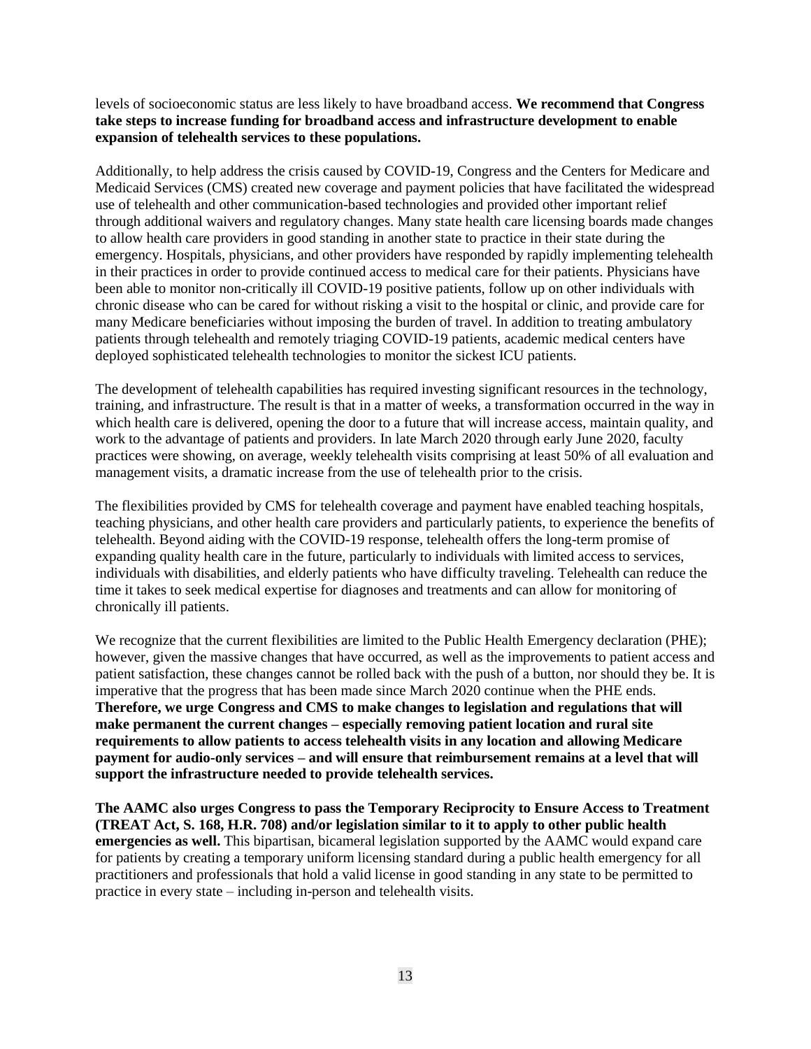levels of socioeconomic status are less likely to have broadband access. **We recommend that Congress take steps to increase funding for broadband access and infrastructure development to enable expansion of telehealth services to these populations.**

Additionally, to help address the crisis caused by COVID-19, Congress and the Centers for Medicare and Medicaid Services (CMS) created new coverage and payment policies that have facilitated the widespread use of telehealth and other communication-based technologies and provided other important relief through additional waivers and regulatory changes. Many state health care licensing boards made changes to allow health care providers in good standing in another state to practice in their state during the emergency. Hospitals, physicians, and other providers have responded by rapidly implementing telehealth in their practices in order to provide continued access to medical care for their patients. Physicians have been able to monitor non-critically ill COVID-19 positive patients, follow up on other individuals with chronic disease who can be cared for without risking a visit to the hospital or clinic, and provide care for many Medicare beneficiaries without imposing the burden of travel. In addition to treating ambulatory patients through telehealth and remotely triaging COVID-19 patients, academic medical centers have deployed sophisticated telehealth technologies to monitor the sickest ICU patients.

The development of telehealth capabilities has required investing significant resources in the technology, training, and infrastructure. The result is that in a matter of weeks, a transformation occurred in the way in which health care is delivered, opening the door to a future that will increase access, maintain quality, and work to the advantage of patients and providers. In late March 2020 through early June 2020, faculty practices were showing, on average, weekly telehealth visits comprising at least 50% of all evaluation and management visits, a dramatic increase from the use of telehealth prior to the crisis.

The flexibilities provided by CMS for telehealth coverage and payment have enabled teaching hospitals, teaching physicians, and other health care providers and particularly patients, to experience the benefits of telehealth. Beyond aiding with the COVID-19 response, telehealth offers the long-term promise of expanding quality health care in the future, particularly to individuals with limited access to services, individuals with disabilities, and elderly patients who have difficulty traveling. Telehealth can reduce the time it takes to seek medical expertise for diagnoses and treatments and can allow for monitoring of chronically ill patients.

We recognize that the current flexibilities are limited to the Public Health Emergency declaration (PHE); however, given the massive changes that have occurred, as well as the improvements to patient access and patient satisfaction, these changes cannot be rolled back with the push of a button, nor should they be. It is imperative that the progress that has been made since March 2020 continue when the PHE ends. **Therefore, we urge Congress and CMS to make changes to legislation and regulations that will make permanent the current changes – especially removing patient location and rural site requirements to allow patients to access telehealth visits in any location and allowing Medicare payment for audio-only services – and will ensure that reimbursement remains at a level that will support the infrastructure needed to provide telehealth services.**

**The AAMC also urges Congress to pass the Temporary Reciprocity to Ensure Access to Treatment (TREAT Act, S. 168, H.R. 708) and/or legislation similar to it to apply to other public health emergencies as well.** This bipartisan, bicameral legislation supported by the AAMC would expand care for patients by creating a temporary uniform licensing standard during a public health emergency for all practitioners and professionals that hold a valid license in good standing in any state to be permitted to practice in every state – including in-person and telehealth visits.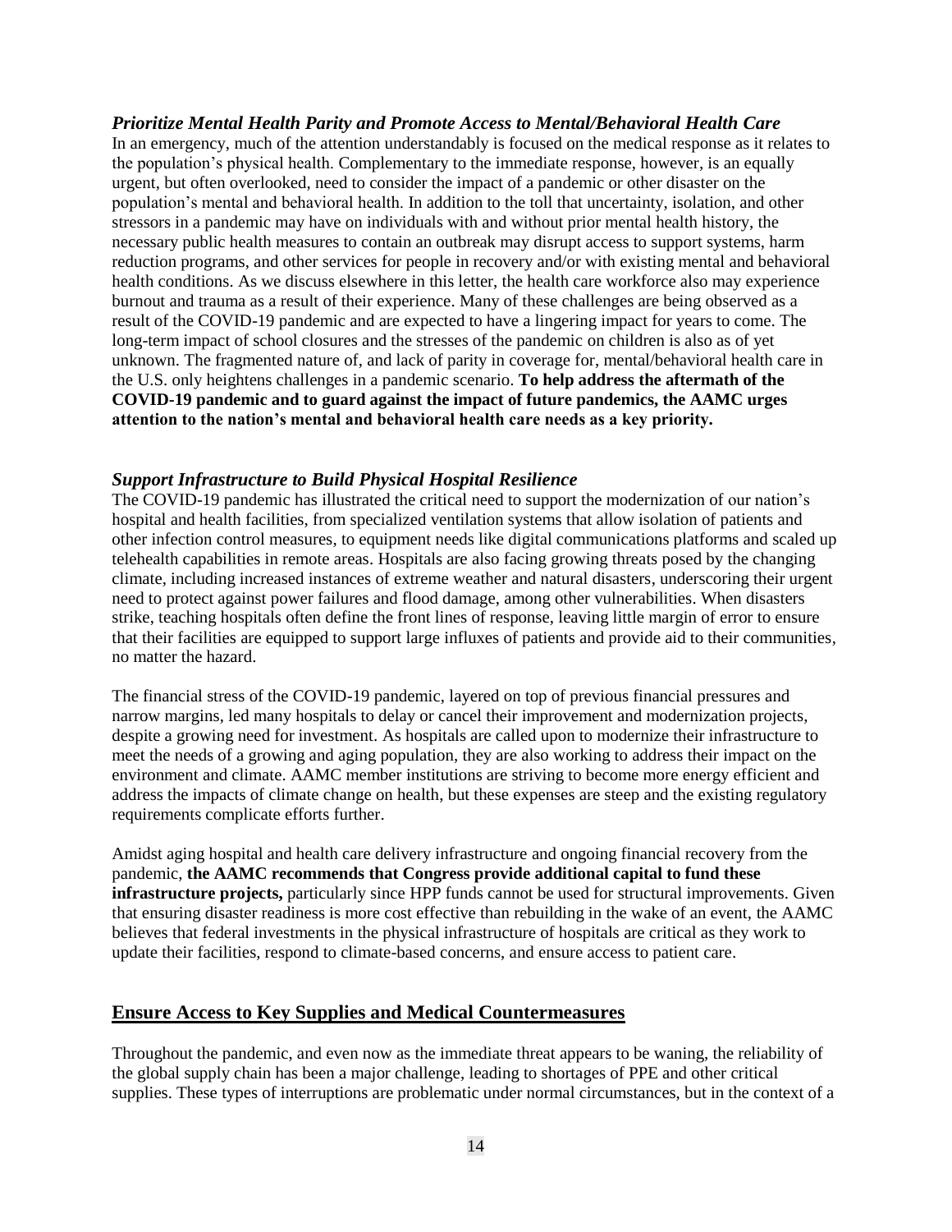### *Prioritize Mental Health Parity and Promote Access to Mental/Behavioral Health Care*

In an emergency, much of the attention understandably is focused on the medical response as it relates to the population's physical health. Complementary to the immediate response, however, is an equally urgent, but often overlooked, need to consider the impact of a pandemic or other disaster on the population's mental and behavioral health. In addition to the toll that uncertainty, isolation, and other stressors in a pandemic may have on individuals with and without prior mental health history, the necessary public health measures to contain an outbreak may disrupt access to support systems, harm reduction programs, and other services for people in recovery and/or with existing mental and behavioral health conditions. As we discuss elsewhere in this letter, the health care workforce also may experience burnout and trauma as a result of their experience. Many of these challenges are being observed as a result of the COVID-19 pandemic and are expected to have a lingering impact for years to come. The long-term impact of school closures and the stresses of the pandemic on children is also as of yet unknown. The fragmented nature of, and lack of parity in coverage for, mental/behavioral health care in the U.S. only heightens challenges in a pandemic scenario. **To help address the aftermath of the COVID-19 pandemic and to guard against the impact of future pandemics, the AAMC urges attention to the nation's mental and behavioral health care needs as a key priority.**

### *Support Infrastructure to Build Physical Hospital Resilience*

The COVID-19 pandemic has illustrated the critical need to support the modernization of our nation's hospital and health facilities, from specialized ventilation systems that allow isolation of patients and other infection control measures, to equipment needs like digital communications platforms and scaled up telehealth capabilities in remote areas. Hospitals are also facing growing threats posed by the changing climate, including increased instances of extreme weather and natural disasters, underscoring their urgent need to protect against power failures and flood damage, among other vulnerabilities. When disasters strike, teaching hospitals often define the front lines of response, leaving little margin of error to ensure that their facilities are equipped to support large influxes of patients and provide aid to their communities, no matter the hazard.

The financial stress of the COVID-19 pandemic, layered on top of previous financial pressures and narrow margins, led many hospitals to delay or cancel their improvement and modernization projects, despite a growing need for investment. As hospitals are called upon to modernize their infrastructure to meet the needs of a growing and aging population, they are also working to address their impact on the environment and climate. AAMC member institutions are striving to become more energy efficient and address the impacts of climate change on health, but these expenses are steep and the existing regulatory requirements complicate efforts further.

Amidst aging hospital and health care delivery infrastructure and ongoing financial recovery from the pandemic, **the AAMC recommends that Congress provide additional capital to fund these infrastructure projects,** particularly since HPP funds cannot be used for structural improvements. Given that ensuring disaster readiness is more cost effective than rebuilding in the wake of an event, the AAMC believes that federal investments in the physical infrastructure of hospitals are critical as they work to update their facilities, respond to climate-based concerns, and ensure access to patient care.

## Ensure Access to Key Supplies and Medical Countermeasures

Throughout the pandemic, and even now as the immediate threat appears to be waning, the reliability of the global supply chain has been a major challenge, leading to shortages of PPE and other critical supplies. These types of interruptions are problematic under normal circumstances, but in the context of a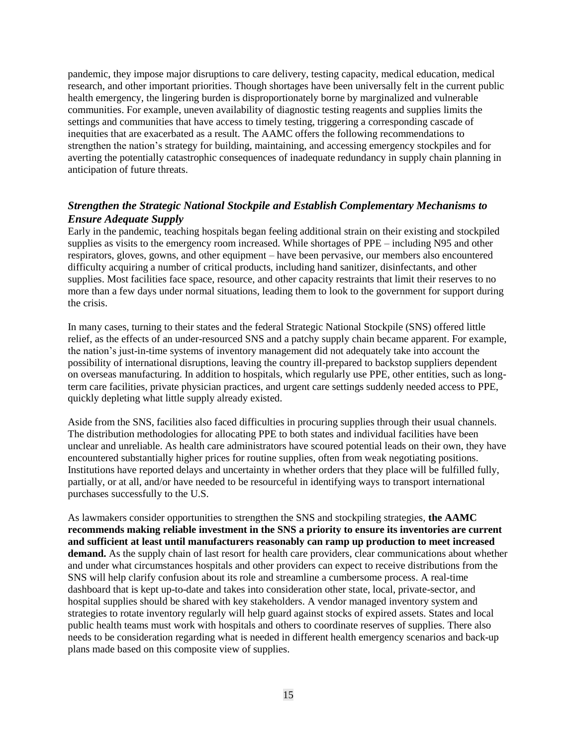pandemic, they impose major disruptions to care delivery, testing capacity, medical education, medical research, and other important priorities. Though shortages have been universally felt in the current public health emergency, the lingering burden is disproportionately borne by marginalized and vulnerable communities. For example, uneven availability of diagnostic testing reagents and supplies limits the settings and communities that have access to timely testing, triggering a corresponding cascade of inequities that are exacerbated as a result. The AAMC offers the following recommendations to strengthen the nation's strategy for building, maintaining, and accessing emergency stockpiles and for averting the potentially catastrophic consequences of inadequate redundancy in supply chain planning in anticipation of future threats.

### *Strengthen the Strategic National Stockpile and Establish Complementary Mechanisms to Ensure Adequate Supply*

Early in the pandemic, teaching hospitals began feeling additional strain on their existing and stockpiled supplies as visits to the emergency room increased. While shortages of PPE – including N95 and other respirators, gloves, gowns, and other equipment – have been pervasive, our members also encountered difficulty acquiring a number of critical products, including hand sanitizer, disinfectants, and other supplies. Most facilities face space, resource, and other capacity restraints that limit their reserves to no more than a few days under normal situations, leading them to look to the government for support during the crisis.

In many cases, turning to their states and the federal Strategic National Stockpile (SNS) offered little relief, as the effects of an under-resourced SNS and a patchy supply chain became apparent. For example, the nation's just-in-time systems of inventory management did not adequately take into account the possibility of international disruptions, leaving the country ill-prepared to backstop suppliers dependent on overseas manufacturing. In addition to hospitals, which regularly use PPE, other entities, such as long-term care facilities, private physician practices, and urgent care settings suddenly needed access to PPE, quickly depleting what little supply already existed.

Aside from the SNS, facilities also faced difficulties in procuring supplies through their usual channels. The distribution methodologies for allocating PPE to both states and individual facilities have been unclear and unreliable. As health care administrators have scoured potential leads on their own, they have encountered substantially higher prices for routine supplies, often from weak negotiating positions. Institutions have reported delays and uncertainty in whether orders that they place will be fulfilled fully, partially, or at all, and/or have needed to be resourceful in identifying ways to transport international purchases successfully to the U.S.

As lawmakers consider opportunities to strengthen the SNS and stockpiling strategies, **the AAMC recommends making reliable investment in the SNS a priority to ensure its inventories are current and sufficient at least until manufacturers reasonably can ramp up production to meet increased demand.** As the supply chain of last resort for health care providers, clear communications about whether and under what circumstances hospitals and other providers can expect to receive distributions from the SNS will help clarify confusion about its role and streamline a cumbersome process. A real-time dashboard that is kept up-to-date and takes into consideration other state, local, private-sector, and hospital supplies should be shared with key stakeholders. A vendor managed inventory system and strategies to rotate inventory regularly will help guard against stocks of expired assets. States and local public health teams must work with hospitals and others to coordinate reserves of supplies. There also needs to be consideration regarding what is needed in different health emergency scenarios and back-up plans made based on this composite view of supplies.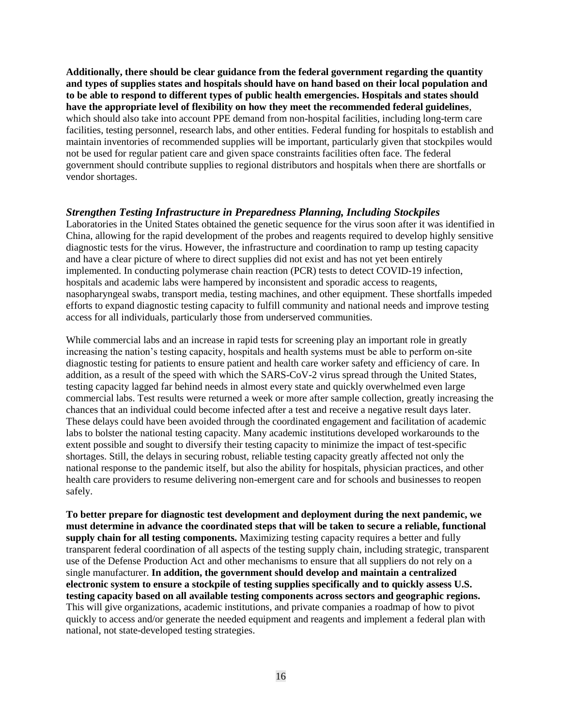**Additionally, there should be clear guidance from the federal government regarding the quantity and types of supplies states and hospitals should have on hand based on their local population and to be able to respond to different types of public health emergencies. Hospitals and states should have the appropriate level of flexibility on how they meet the recommended federal guidelines**, which should also take into account PPE demand from non-hospital facilities, including long-term care facilities, testing personnel, research labs, and other entities. Federal funding for hospitals to establish and maintain inventories of recommended supplies will be important, particularly given that stockpiles would not be used for regular patient care and given space constraints facilities often face. The federal government should contribute supplies to regional distributors and hospitals when there are shortfalls or vendor shortages.

### *Strengthen Testing Infrastructure in Preparedness Planning, Including Stockpiles*

Laboratories in the United States obtained the genetic sequence for the virus soon after it was identified in China, allowing for the rapid development of the probes and reagents required to develop highly sensitive diagnostic tests for the virus. However, the infrastructure and coordination to ramp up testing capacity and have a clear picture of where to direct supplies did not exist and has not yet been entirely implemented. In conducting polymerase chain reaction (PCR) tests to detect COVID-19 infection, hospitals and academic labs were hampered by inconsistent and sporadic access to reagents, nasopharyngeal swabs, transport media, testing machines, and other equipment. These shortfalls impeded efforts to expand diagnostic testing capacity to fulfill community and national needs and improve testing access for all individuals, particularly those from underserved communities.

While commercial labs and an increase in rapid tests for screening play an important role in greatly increasing the nation's testing capacity, hospitals and health systems must be able to perform on-site diagnostic testing for patients to ensure patient and health care worker safety and efficiency of care. In addition, as a result of the speed with which the SARS-CoV-2 virus spread through the United States, testing capacity lagged far behind needs in almost every state and quickly overwhelmed even large commercial labs. Test results were returned a week or more after sample collection, greatly increasing the chances that an individual could become infected after a test and receive a negative result days later. These delays could have been avoided through the coordinated engagement and facilitation of academic labs to bolster the national testing capacity. Many academic institutions developed workarounds to the extent possible and sought to diversify their testing capacity to minimize the impact of test-specific shortages. Still, the delays in securing robust, reliable testing capacity greatly affected not only the national response to the pandemic itself, but also the ability for hospitals, physician practices, and other health care providers to resume delivering non-emergent care and for schools and businesses to reopen safely.

**To better prepare for diagnostic test development and deployment during the next pandemic, we must determine in advance the coordinated steps that will be taken to secure a reliable, functional supply chain for all testing components.** Maximizing testing capacity requires a better and fully transparent federal coordination of all aspects of the testing supply chain, including strategic, transparent use of the Defense Production Act and other mechanisms to ensure that all suppliers do not rely on a single manufacturer. **In addition, the government should develop and maintain a centralized electronic system to ensure a stockpile of testing supplies specifically and to quickly assess U.S. testing capacity based on all available testing components across sectors and geographic regions.** This will give organizations, academic institutions, and private companies a roadmap of how to pivot quickly to access and/or generate the needed equipment and reagents and implement a federal plan with national, not state-developed testing strategies.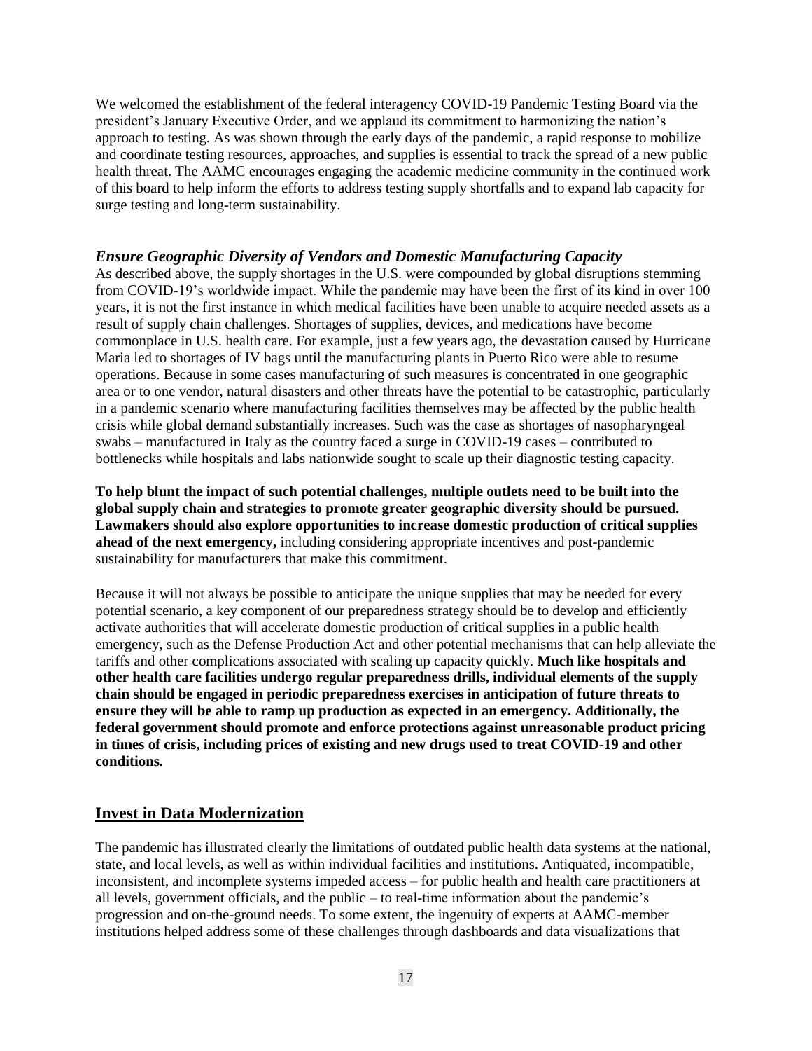We welcomed the establishment of the federal interagency COVID-19 Pandemic Testing Board via the president's January Executive Order, and we applaud its commitment to harmonizing the nation's approach to testing. As was shown through the early days of the pandemic, a rapid response to mobilize and coordinate testing resources, approaches, and supplies is essential to track the spread of a new public health threat. The AAMC encourages engaging the academic medicine community in the continued work of this board to help inform the efforts to address testing supply shortfalls and to expand lab capacity for surge testing and long-term sustainability.

### *Ensure Geographic Diversity of Vendors and Domestic Manufacturing Capacity*

As described above, the supply shortages in the U.S. were compounded by global disruptions stemming from COVID-19's worldwide impact. While the pandemic may have been the first of its kind in over 100 years, it is not the first instance in which medical facilities have been unable to acquire needed assets as a result of supply chain challenges. Shortages of supplies, devices, and medications have become commonplace in U.S. health care. For example, just a few years ago, the devastation caused by Hurricane Maria led to shortages of IV bags until the manufacturing plants in Puerto Rico were able to resume operations. Because in some cases manufacturing of such measures is concentrated in one geographic area or to one vendor, natural disasters and other threats have the potential to be catastrophic, particularly in a pandemic scenario where manufacturing facilities themselves may be affected by the public health crisis while global demand substantially increases. Such was the case as shortages of nasopharyngeal swabs – manufactured in Italy as the country faced a surge in COVID-19 cases – contributed to bottlenecks while hospitals and labs nationwide sought to scale up their diagnostic testing capacity.

**To help blunt the impact of such potential challenges, multiple outlets need to be built into the global supply chain and strategies to promote greater geographic diversity should be pursued. Lawmakers should also explore opportunities to increase domestic production of critical supplies ahead of the next emergency,** including considering appropriate incentives and post-pandemic sustainability for manufacturers that make this commitment.

Because it will not always be possible to anticipate the unique supplies that may be needed for every potential scenario, a key component of our preparedness strategy should be to develop and efficiently activate authorities that will accelerate domestic production of critical supplies in a public health emergency, such as the Defense Production Act and other potential mechanisms that can help alleviate the tariffs and other complications associated with scaling up capacity quickly. **Much like hospitals and other health care facilities undergo regular preparedness drills, individual elements of the supply chain should be engaged in periodic preparedness exercises in anticipation of future threats to ensure they will be able to ramp up production as expected in an emergency. Additionally, the federal government should promote and enforce protections against unreasonable product pricing in times of crisis, including prices of existing and new drugs used to treat COVID-19 and other conditions.**

## Invest in Data Modernization

The pandemic has illustrated clearly the limitations of outdated public health data systems at the national, state, and local levels, as well as within individual facilities and institutions. Antiquated, incompatible, inconsistent, and incomplete systems impeded access – for public health and health care practitioners at all levels, government officials, and the public – to real-time information about the pandemic's progression and on-the-ground needs. To some extent, the ingenuity of experts at AAMC-member institutions helped address some of these challenges through dashboards and data visualizations that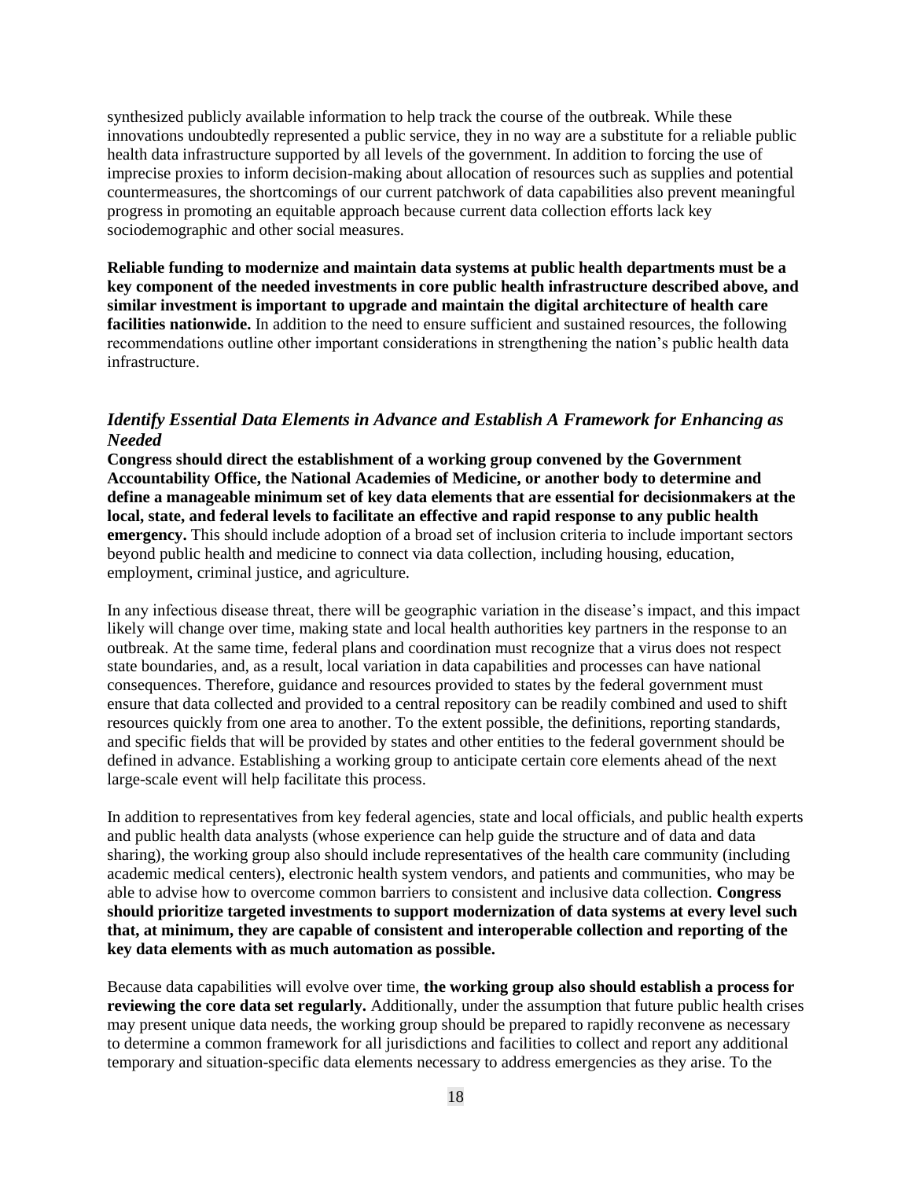synthesized publicly available information to help track the course of the outbreak. While these innovations undoubtedly represented a public service, they in no way are a substitute for a reliable public health data infrastructure supported by all levels of the government. In addition to forcing the use of imprecise proxies to inform decision-making about allocation of resources such as supplies and potential countermeasures, the shortcomings of our current patchwork of data capabilities also prevent meaningful progress in promoting an equitable approach because current data collection efforts lack key sociodemographic and other social measures.

**Reliable funding to modernize and maintain data systems at public health departments must be a key component of the needed investments in core public health infrastructure described above, and similar investment is important to upgrade and maintain the digital architecture of health care facilities nationwide.** In addition to the need to ensure sufficient and sustained resources, the following recommendations outline other important considerations in strengthening the nation's public health data infrastructure.

### *Identify Essential Data Elements in Advance and Establish A Framework for Enhancing as Needed*

**Congress should direct the establishment of a working group convened by the Government Accountability Office, the National Academies of Medicine, or another body to determine and define a manageable minimum set of key data elements that are essential for decisionmakers at the local, state, and federal levels to facilitate an effective and rapid response to any public health emergency.** This should include adoption of a broad set of inclusion criteria to include important sectors beyond public health and medicine to connect via data collection, including housing, education, employment, criminal justice, and agriculture.

In any infectious disease threat, there will be geographic variation in the disease's impact, and this impact likely will change over time, making state and local health authorities key partners in the response to an outbreak. At the same time, federal plans and coordination must recognize that a virus does not respect state boundaries, and, as a result, local variation in data capabilities and processes can have national consequences. Therefore, guidance and resources provided to states by the federal government must ensure that data collected and provided to a central repository can be readily combined and used to shift resources quickly from one area to another. To the extent possible, the definitions, reporting standards, and specific fields that will be provided by states and other entities to the federal government should be defined in advance. Establishing a working group to anticipate certain core elements ahead of the next large-scale event will help facilitate this process.

In addition to representatives from key federal agencies, state and local officials, and public health experts and public health data analysts (whose experience can help guide the structure and of data and data sharing), the working group also should include representatives of the health care community (including academic medical centers), electronic health system vendors, and patients and communities, who may be able to advise how to overcome common barriers to consistent and inclusive data collection. **Congress should prioritize targeted investments to support modernization of data systems at every level such that, at minimum, they are capable of consistent and interoperable collection and reporting of the key data elements with as much automation as possible.**

Because data capabilities will evolve over time, **the working group also should establish a process for reviewing the core data set regularly.** Additionally, under the assumption that future public health crises may present unique data needs, the working group should be prepared to rapidly reconvene as necessary to determine a common framework for all jurisdictions and facilities to collect and report any additional temporary and situation-specific data elements necessary to address emergencies as they arise. To the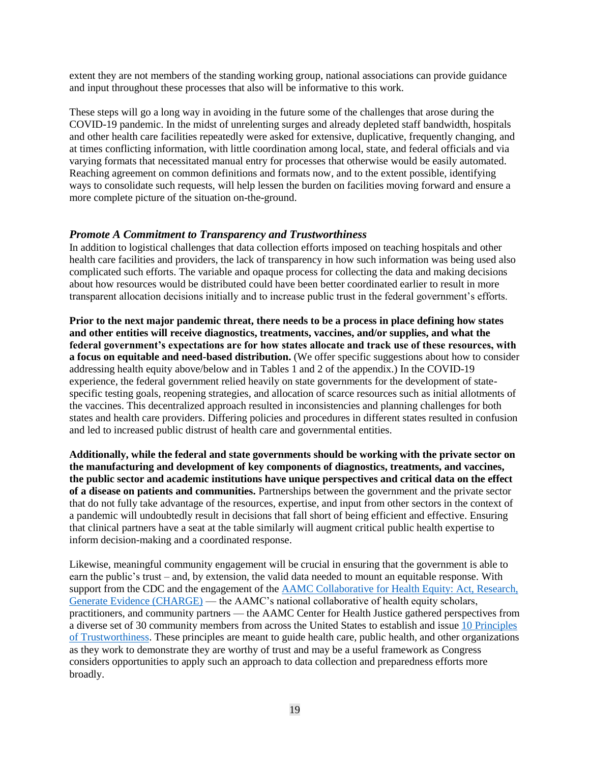extent they are not members of the standing working group, national associations can provide guidance and input throughout these processes that also will be informative to this work.

These steps will go a long way in avoiding in the future some of the challenges that arose during the COVID-19 pandemic. In the midst of unrelenting surges and already depleted staff bandwidth, hospitals and other health care facilities repeatedly were asked for extensive, duplicative, frequently changing, and at times conflicting information, with little coordination among local, state, and federal officials and via varying formats that necessitated manual entry for processes that otherwise would be easily automated. Reaching agreement on common definitions and formats now, and to the extent possible, identifying ways to consolidate such requests, will help lessen the burden on facilities moving forward and ensure a more complete picture of the situation on-the-ground.

### *Promote A Commitment to Transparency and Trustworthiness*

In addition to logistical challenges that data collection efforts imposed on teaching hospitals and other health care facilities and providers, the lack of transparency in how such information was being used also complicated such efforts. The variable and opaque process for collecting the data and making decisions about how resources would be distributed could have been better coordinated earlier to result in more transparent allocation decisions initially and to increase public trust in the federal government's efforts.

**Prior to the next major pandemic threat, there needs to be a process in place defining how states and other entities will receive diagnostics, treatments, vaccines, and/or supplies, and what the federal government's expectations are for how states allocate and track use of these resources, with a focus on equitable and need-based distribution.** (We offer specific suggestions about how to consider addressing health equity above/below and in Tables 1 and 2 of the appendix.) In the COVID-19 experience, the federal government relied heavily on state governments for the development of state-specific testing goals, reopening strategies, and allocation of scarce resources such as initial allotments of the vaccines. This decentralized approach resulted in inconsistencies and planning challenges for both states and health care providers. Differing policies and procedures in different states resulted in confusion and led to increased public distrust of health care and governmental entities.

**Additionally, while the federal and state governments should be working with the private sector on the manufacturing and development of key components of diagnostics, treatments, and vaccines, the public sector and academic institutions have unique perspectives and critical data on the effect of a disease on patients and communities.** Partnerships between the government and the private sector that do not fully take advantage of the resources, expertise, and input from other sectors in the context of a pandemic will undoubtedly result in decisions that fall short of being efficient and effective. Ensuring that clinical partners have a seat at the table similarly will augment critical public health expertise to inform decision-making and a coordinated response.

Likewise, meaningful community engagement will be crucial in ensuring that the government is able to earn the public's trust – and, by extension, the valid data needed to mount an equitable response. With support from the CDC and the engagement of the AAMC Collaborative for Health Equity: Act, Research, Generate Evidence (CHARGE) — the AAMC's national collaborative of health equity scholars, practitioners, and community partners — the AAMC Center for Health Justice gathered perspectives from a diverse set of 30 community members from across the United States to establish and issue 10 Principles of Trustworthiness. These principles are meant to guide health care, public health, and other organizations as they work to demonstrate they are worthy of trust and may be a useful framework as Congress considers opportunities to apply such an approach to data collection and preparedness efforts more broadly.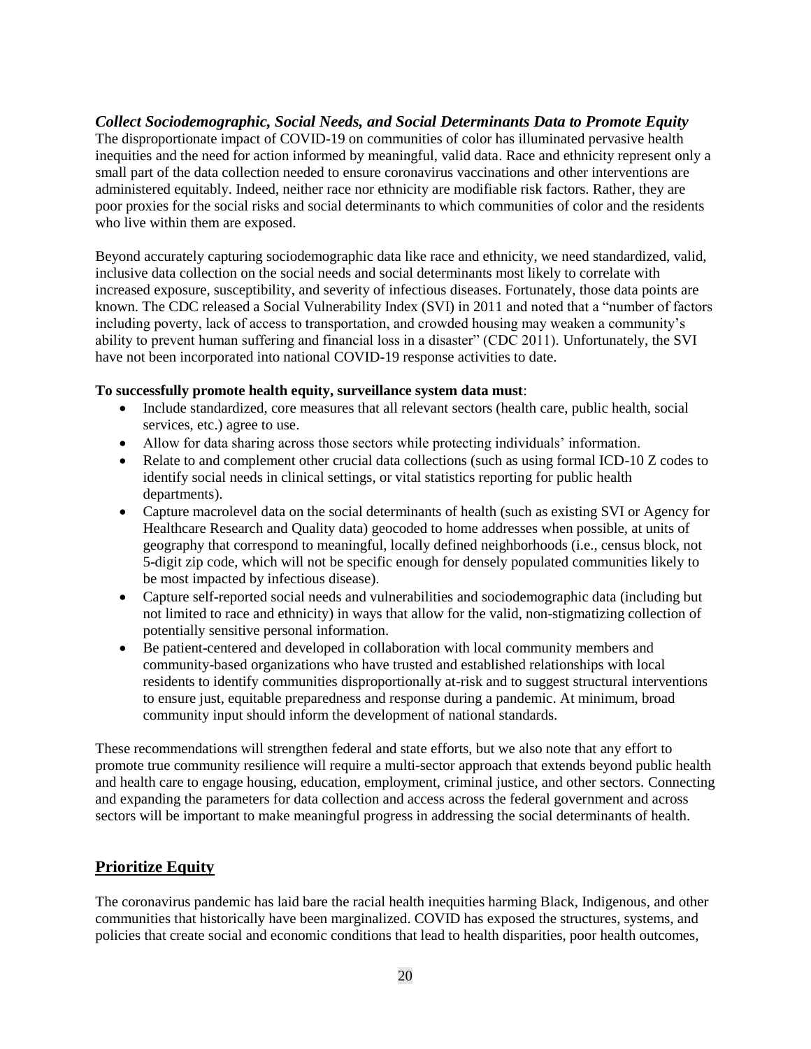### *Collect Sociodemographic, Social Needs, and Social Determinants Data to Promote Equity*

The disproportionate impact of COVID-19 on communities of color has illuminated pervasive health inequities and the need for action informed by meaningful, valid data. Race and ethnicity represent only a small part of the data collection needed to ensure coronavirus vaccinations and other interventions are administered equitably. Indeed, neither race nor ethnicity are modifiable risk factors. Rather, they are poor proxies for the social risks and social determinants to which communities of color and the residents who live within them are exposed.

Beyond accurately capturing sociodemographic data like race and ethnicity, we need standardized, valid, inclusive data collection on the social needs and social determinants most likely to correlate with increased exposure, susceptibility, and severity of infectious diseases. Fortunately, those data points are known. The CDC released a Social Vulnerability Index (SVI) in 2011 and noted that a "number of factors including poverty, lack of access to transportation, and crowded housing may weaken a community's ability to prevent human suffering and financial loss in a disaster" (CDC 2011). Unfortunately, the SVI have not been incorporated into national COVID-19 response activities to date.

**To successfully promote health equity, surveillance system data must**:

- Include standardized, core measures that all relevant sectors (health care, public health, social services, etc.) agree to use.
- Allow for data sharing across those sectors while protecting individuals' information.
- Relate to and complement other crucial data collections (such as using formal ICD-10 Z codes to identify social needs in clinical settings, or vital statistics reporting for public health departments).
- Capture macrolevel data on the social determinants of health (such as existing SVI or Agency for Healthcare Research and Quality data) geocoded to home addresses when possible, at units of geography that correspond to meaningful, locally defined neighborhoods (i.e., census block, not 5-digit zip code, which will not be specific enough for densely populated communities likely to be most impacted by infectious disease).
- Capture self-reported social needs and vulnerabilities and sociodemographic data (including but not limited to race and ethnicity) in ways that allow for the valid, non-stigmatizing collection of potentially sensitive personal information.
- Be patient-centered and developed in collaboration with local community members and community-based organizations who have trusted and established relationships with local residents to identify communities disproportionally at-risk and to suggest structural interventions to ensure just, equitable preparedness and response during a pandemic. At minimum, broad community input should inform the development of national standards.

These recommendations will strengthen federal and state efforts, but we also note that any effort to promote true community resilience will require a multi-sector approach that extends beyond public health and health care to engage housing, education, employment, criminal justice, and other sectors. Connecting and expanding the parameters for data collection and access across the federal government and across sectors will be important to make meaningful progress in addressing the social determinants of health.

## Prioritize Equity

The coronavirus pandemic has laid bare the racial health inequities harming Black, Indigenous, and other communities that historically have been marginalized. COVID has exposed the structures, systems, and policies that create social and economic conditions that lead to health disparities, poor health outcomes,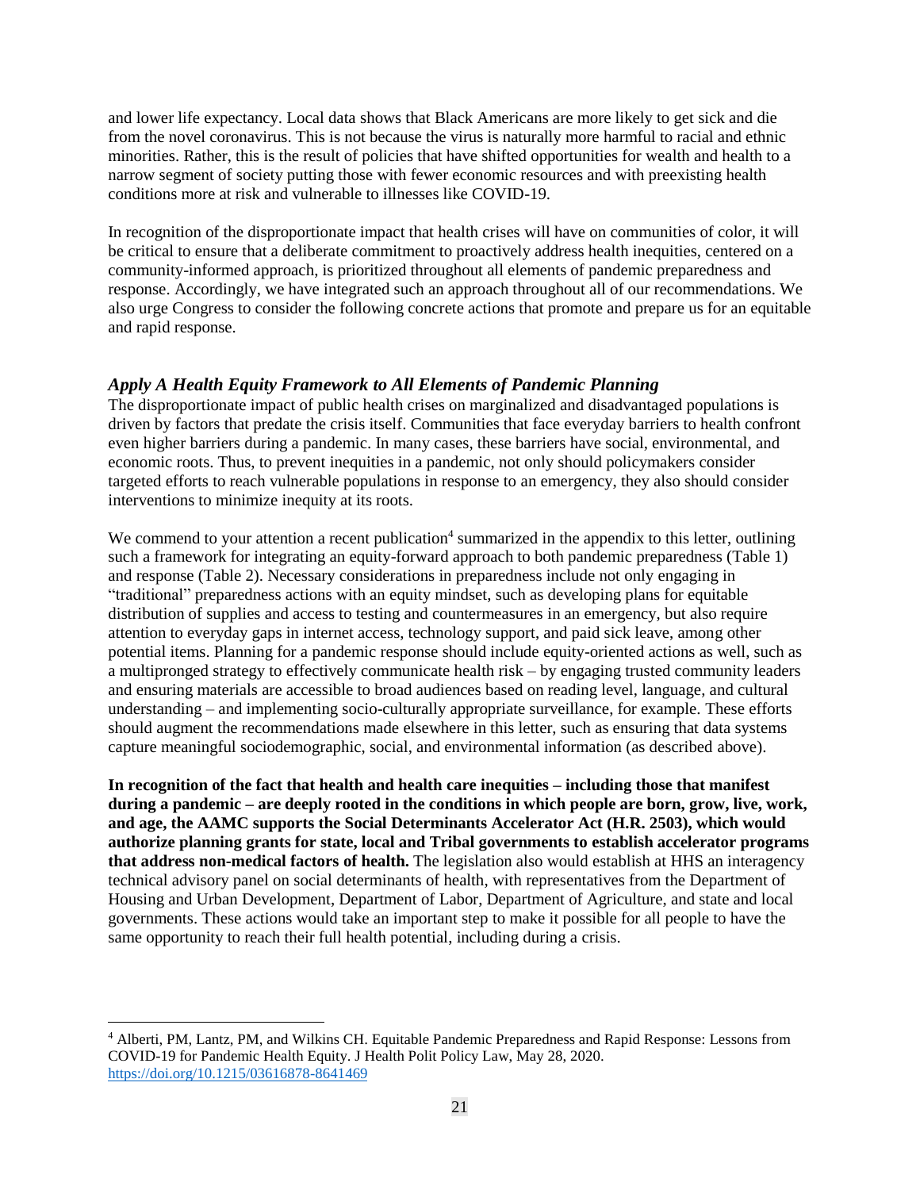and lower life expectancy. Local data shows that Black Americans are more likely to get sick and die from the novel coronavirus. This is not because the virus is naturally more harmful to racial and ethnic minorities. Rather, this is the result of policies that have shifted opportunities for wealth and health to a narrow segment of society putting those with fewer economic resources and with preexisting health conditions more at risk and vulnerable to illnesses like COVID-19.

In recognition of the disproportionate impact that health crises will have on communities of color, it will be critical to ensure that a deliberate commitment to proactively address health inequities, centered on a community-informed approach, is prioritized throughout all elements of pandemic preparedness and response. Accordingly, we have integrated such an approach throughout all of our recommendations. We also urge Congress to consider the following concrete actions that promote and prepare us for an equitable and rapid response.

### *Apply A Health Equity Framework to All Elements of Pandemic Planning*

The disproportionate impact of public health crises on marginalized and disadvantaged populations is driven by factors that predate the crisis itself. Communities that face everyday barriers to health confront even higher barriers during a pandemic. In many cases, these barriers have social, environmental, and economic roots. Thus, to prevent inequities in a pandemic, not only should policymakers consider targeted efforts to reach vulnerable populations in response to an emergency, they also should consider interventions to minimize inequity at its roots.

We commend to your attention a recent publication[4] summarized in the appendix to this letter, outlining such a framework for integrating an equity-forward approach to both pandemic preparedness (Table 1) and response (Table 2). Necessary considerations in preparedness include not only engaging in "traditional" preparedness actions with an equity mindset, such as developing plans for equitable distribution of supplies and access to testing and countermeasures in an emergency, but also require attention to everyday gaps in internet access, technology support, and paid sick leave, among other potential items. Planning for a pandemic response should include equity-oriented actions as well, such as a multipronged strategy to effectively communicate health risk – by engaging trusted community leaders and ensuring materials are accessible to broad audiences based on reading level, language, and cultural understanding – and implementing socio-culturally appropriate surveillance, for example. These efforts should augment the recommendations made elsewhere in this letter, such as ensuring that data systems capture meaningful sociodemographic, social, and environmental information (as described above).

**In recognition of the fact that health and health care inequities – including those that manifest during a pandemic – are deeply rooted in the conditions in which people are born, grow, live, work, and age, the AAMC supports the Social Determinants Accelerator Act (H.R. 2503), which would authorize planning grants for state, local and Tribal governments to establish accelerator programs that address non-medical factors of health.** The legislation also would establish at HHS an interagency technical advisory panel on social determinants of health, with representatives from the Department of Housing and Urban Development, Department of Labor, Department of Agriculture, and state and local governments. These actions would take an important step to make it possible for all people to have the same opportunity to reach their full health potential, including during a crisis.

---

[4] Alberti, PM, Lantz, PM, and Wilkins CH. Equitable Pandemic Preparedness and Rapid Response: Lessons from COVID-19 for Pandemic Health Equity. J Health Polit Policy Law, May 28, 2020. https://doi.org/10.1215/03616878-8641469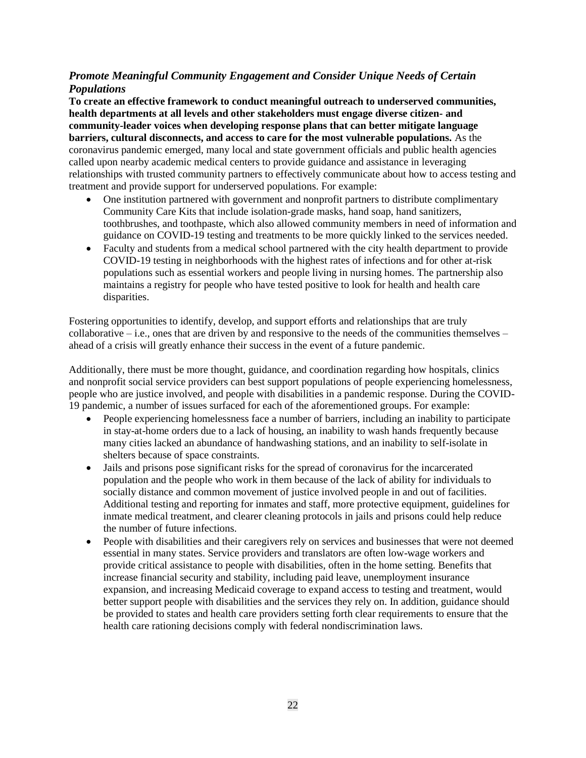### *Promote Meaningful Community Engagement and Consider Unique Needs of Certain Populations*

**To create an effective framework to conduct meaningful outreach to underserved communities, health departments at all levels and other stakeholders must engage diverse citizen- and community-leader voices when developing response plans that can better mitigate language barriers, cultural disconnects, and access to care for the most vulnerable populations.** As the coronavirus pandemic emerged, many local and state government officials and public health agencies called upon nearby academic medical centers to provide guidance and assistance in leveraging relationships with trusted community partners to effectively communicate about how to access testing and treatment and provide support for underserved populations. For example:

- One institution partnered with government and nonprofit partners to distribute complimentary Community Care Kits that include isolation-grade masks, hand soap, hand sanitizers, toothbrushes, and toothpaste, which also allowed community members in need of information and guidance on COVID-19 testing and treatments to be more quickly linked to the services needed.
- Faculty and students from a medical school partnered with the city health department to provide COVID-19 testing in neighborhoods with the highest rates of infections and for other at-risk populations such as essential workers and people living in nursing homes. The partnership also maintains a registry for people who have tested positive to look for health and health care disparities.

Fostering opportunities to identify, develop, and support efforts and relationships that are truly collaborative – i.e., ones that are driven by and responsive to the needs of the communities themselves – ahead of a crisis will greatly enhance their success in the event of a future pandemic.

Additionally, there must be more thought, guidance, and coordination regarding how hospitals, clinics and nonprofit social service providers can best support populations of people experiencing homelessness, people who are justice involved, and people with disabilities in a pandemic response. During the COVID-19 pandemic, a number of issues surfaced for each of the aforementioned groups. For example:

- People experiencing homelessness face a number of barriers, including an inability to participate in stay-at-home orders due to a lack of housing, an inability to wash hands frequently because many cities lacked an abundance of handwashing stations, and an inability to self-isolate in shelters because of space constraints.
- Jails and prisons pose significant risks for the spread of coronavirus for the incarcerated population and the people who work in them because of the lack of ability for individuals to socially distance and common movement of justice involved people in and out of facilities. Additional testing and reporting for inmates and staff, more protective equipment, guidelines for inmate medical treatment, and clearer cleaning protocols in jails and prisons could help reduce the number of future infections.
- People with disabilities and their caregivers rely on services and businesses that were not deemed essential in many states. Service providers and translators are often low-wage workers and provide critical assistance to people with disabilities, often in the home setting. Benefits that increase financial security and stability, including paid leave, unemployment insurance expansion, and increasing Medicaid coverage to expand access to testing and treatment, would better support people with disabilities and the services they rely on. In addition, guidance should be provided to states and health care providers setting forth clear requirements to ensure that the health care rationing decisions comply with federal nondiscrimination laws.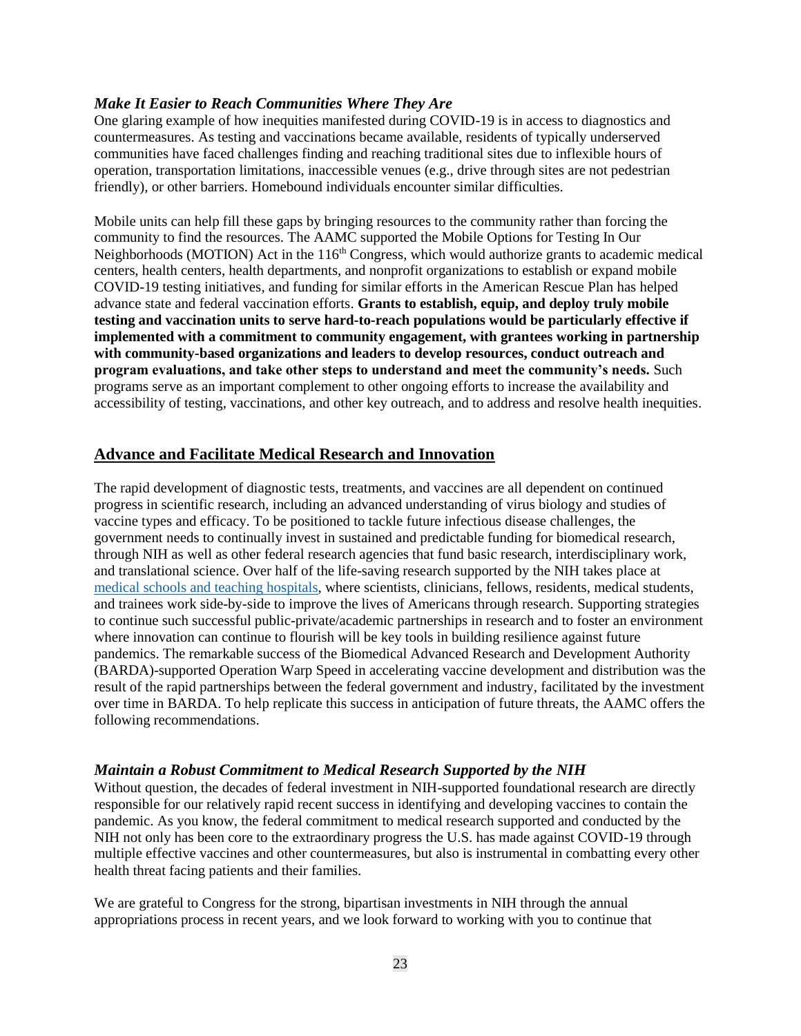### *Make It Easier to Reach Communities Where They Are*

One glaring example of how inequities manifested during COVID-19 is in access to diagnostics and countermeasures. As testing and vaccinations became available, residents of typically underserved communities have faced challenges finding and reaching traditional sites due to inflexible hours of operation, transportation limitations, inaccessible venues (e.g., drive through sites are not pedestrian friendly), or other barriers. Homebound individuals encounter similar difficulties.

Mobile units can help fill these gaps by bringing resources to the community rather than forcing the community to find the resources. The AAMC supported the Mobile Options for Testing In Our Neighborhoods (MOTION) Act in the 116th Congress, which would authorize grants to academic medical centers, health centers, health departments, and nonprofit organizations to establish or expand mobile COVID-19 testing initiatives, and funding for similar efforts in the American Rescue Plan has helped advance state and federal vaccination efforts. **Grants to establish, equip, and deploy truly mobile testing and vaccination units to serve hard-to-reach populations would be particularly effective if implemented with a commitment to community engagement, with grantees working in partnership with community-based organizations and leaders to develop resources, conduct outreach and program evaluations, and take other steps to understand and meet the community's needs.** Such programs serve as an important complement to other ongoing efforts to increase the availability and accessibility of testing, vaccinations, and other key outreach, and to address and resolve health inequities.

## Advance and Facilitate Medical Research and Innovation

The rapid development of diagnostic tests, treatments, and vaccines are all dependent on continued progress in scientific research, including an advanced understanding of virus biology and studies of vaccine types and efficacy. To be positioned to tackle future infectious disease challenges, the government needs to continually invest in sustained and predictable funding for biomedical research, through NIH as well as other federal research agencies that fund basic research, interdisciplinary work, and translational science. Over half of the life-saving research supported by the NIH takes place at medical schools and teaching hospitals, where scientists, clinicians, fellows, residents, medical students, and trainees work side-by-side to improve the lives of Americans through research. Supporting strategies to continue such successful public-private/academic partnerships in research and to foster an environment where innovation can continue to flourish will be key tools in building resilience against future pandemics. The remarkable success of the Biomedical Advanced Research and Development Authority (BARDA)-supported Operation Warp Speed in accelerating vaccine development and distribution was the result of the rapid partnerships between the federal government and industry, facilitated by the investment over time in BARDA. To help replicate this success in anticipation of future threats, the AAMC offers the following recommendations.

### *Maintain a Robust Commitment to Medical Research Supported by the NIH*

Without question, the decades of federal investment in NIH-supported foundational research are directly responsible for our relatively rapid recent success in identifying and developing vaccines to contain the pandemic. As you know, the federal commitment to medical research supported and conducted by the NIH not only has been core to the extraordinary progress the U.S. has made against COVID-19 through multiple effective vaccines and other countermeasures, but also is instrumental in combatting every other health threat facing patients and their families.

We are grateful to Congress for the strong, bipartisan investments in NIH through the annual appropriations process in recent years, and we look forward to working with you to continue that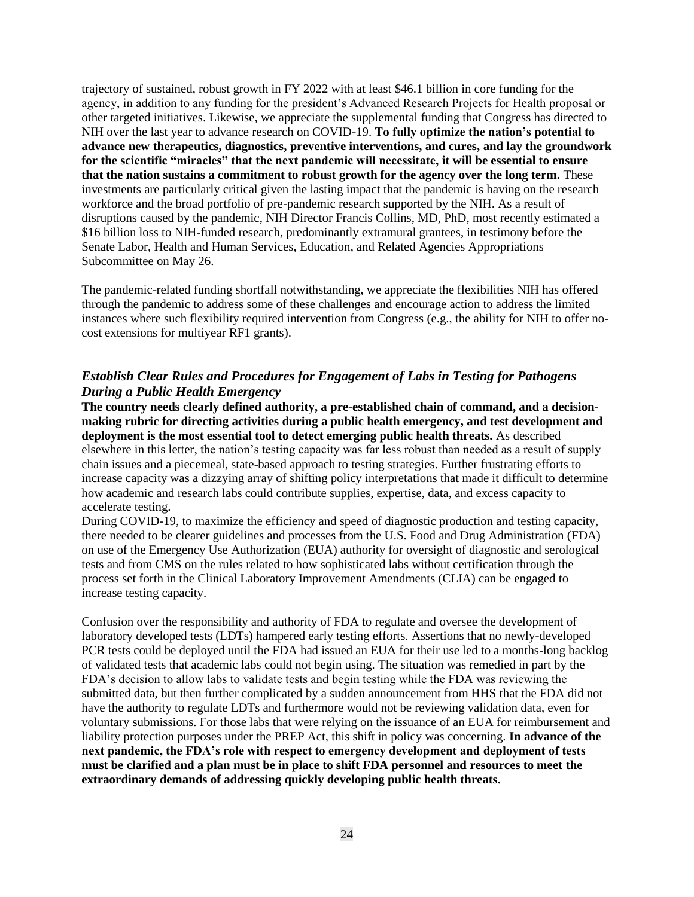trajectory of sustained, robust growth in FY 2022 with at least $46.1 billion in core funding for the agency, in addition to any funding for the president's Advanced Research Projects for Health proposal or other targeted initiatives. Likewise, we appreciate the supplemental funding that Congress has directed to NIH over the last year to advance research on COVID-19. **To fully optimize the nation's potential to advance new therapeutics, diagnostics, preventive interventions, and cures, and lay the groundwork for the scientific "miracles" that the next pandemic will necessitate, it will be essential to ensure that the nation sustains a commitment to robust growth for the agency over the long term.** These investments are particularly critical given the lasting impact that the pandemic is having on the research workforce and the broad portfolio of pre-pandemic research supported by the NIH. As a result of disruptions caused by the pandemic, NIH Director Francis Collins, MD, PhD, most recently estimated a $16 billion loss to NIH-funded research, predominantly extramural grantees, in testimony before the Senate Labor, Health and Human Services, Education, and Related Agencies Appropriations Subcommittee on May 26.

The pandemic-related funding shortfall notwithstanding, we appreciate the flexibilities NIH has offered through the pandemic to address some of these challenges and encourage action to address the limited instances where such flexibility required intervention from Congress (e.g., the ability for NIH to offer no-cost extensions for multiyear RF1 grants).

### *Establish Clear Rules and Procedures for Engagement of Labs in Testing for Pathogens During a Public Health Emergency*

**The country needs clearly defined authority, a pre-established chain of command, and a decision-making rubric for directing activities during a public health emergency, and test development and deployment is the most essential tool to detect emerging public health threats.** As described elsewhere in this letter, the nation's testing capacity was far less robust than needed as a result of supply chain issues and a piecemeal, state-based approach to testing strategies. Further frustrating efforts to increase capacity was a dizzying array of shifting policy interpretations that made it difficult to determine how academic and research labs could contribute supplies, expertise, data, and excess capacity to accelerate testing.

During COVID-19, to maximize the efficiency and speed of diagnostic production and testing capacity, there needed to be clearer guidelines and processes from the U.S. Food and Drug Administration (FDA) on use of the Emergency Use Authorization (EUA) authority for oversight of diagnostic and serological tests and from CMS on the rules related to how sophisticated labs without certification through the process set forth in the Clinical Laboratory Improvement Amendments (CLIA) can be engaged to increase testing capacity.

Confusion over the responsibility and authority of FDA to regulate and oversee the development of laboratory developed tests (LDTs) hampered early testing efforts. Assertions that no newly-developed PCR tests could be deployed until the FDA had issued an EUA for their use led to a months-long backlog of validated tests that academic labs could not begin using. The situation was remedied in part by the FDA's decision to allow labs to validate tests and begin testing while the FDA was reviewing the submitted data, but then further complicated by a sudden announcement from HHS that the FDA did not have the authority to regulate LDTs and furthermore would not be reviewing validation data, even for voluntary submissions. For those labs that were relying on the issuance of an EUA for reimbursement and liability protection purposes under the PREP Act, this shift in policy was concerning. **In advance of the next pandemic, the FDA's role with respect to emergency development and deployment of tests must be clarified and a plan must be in place to shift FDA personnel and resources to meet the extraordinary demands of addressing quickly developing public health threats.**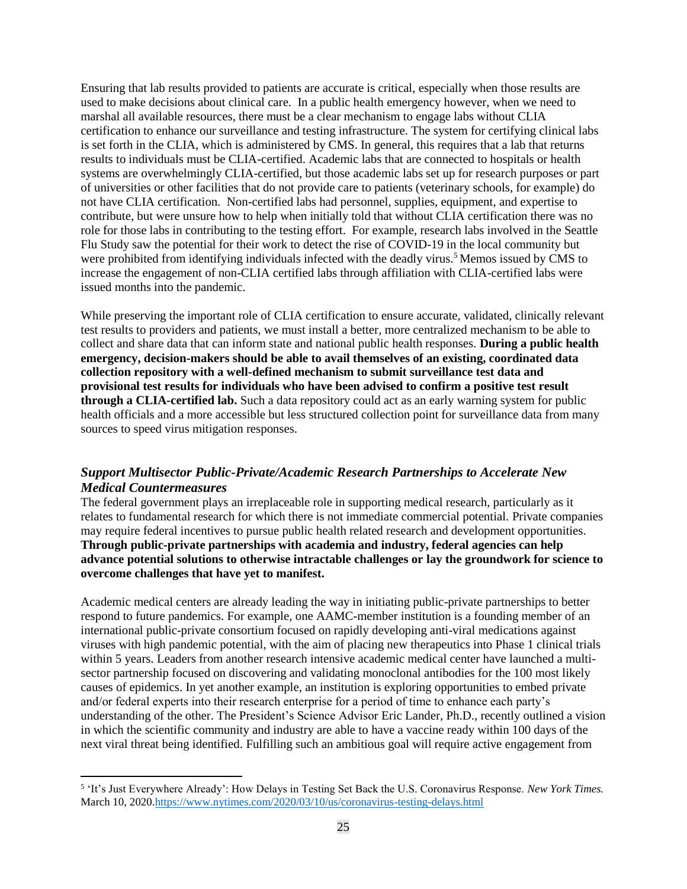Ensuring that lab results provided to patients are accurate is critical, especially when those results are used to make decisions about clinical care. In a public health emergency however, when we need to marshal all available resources, there must be a clear mechanism to engage labs without CLIA certification to enhance our surveillance and testing infrastructure. The system for certifying clinical labs is set forth in the CLIA, which is administered by CMS. In general, this requires that a lab that returns results to individuals must be CLIA-certified. Academic labs that are connected to hospitals or health systems are overwhelmingly CLIA-certified, but those academic labs set up for research purposes or part of universities or other facilities that do not provide care to patients (veterinary schools, for example) do not have CLIA certification. Non-certified labs had personnel, supplies, equipment, and expertise to contribute, but were unsure how to help when initially told that without CLIA certification there was no role for those labs in contributing to the testing effort. For example, research labs involved in the Seattle Flu Study saw the potential for their work to detect the rise of COVID-19 in the local community but were prohibited from identifying individuals infected with the deadly virus.[5] Memos issued by CMS to increase the engagement of non-CLIA certified labs through affiliation with CLIA-certified labs were issued months into the pandemic.

While preserving the important role of CLIA certification to ensure accurate, validated, clinically relevant test results to providers and patients, we must install a better, more centralized mechanism to be able to collect and share data that can inform state and national public health responses. **During a public health emergency, decision-makers should be able to avail themselves of an existing, coordinated data collection repository with a well-defined mechanism to submit surveillance test data and provisional test results for individuals who have been advised to confirm a positive test result through a CLIA-certified lab.** Such a data repository could act as an early warning system for public health officials and a more accessible but less structured collection point for surveillance data from many sources to speed virus mitigation responses.

### *Support Multisector Public-Private/Academic Research Partnerships to Accelerate New Medical Countermeasures*

The federal government plays an irreplaceable role in supporting medical research, particularly as it relates to fundamental research for which there is not immediate commercial potential. Private companies may require federal incentives to pursue public health related research and development opportunities. **Through public-private partnerships with academia and industry, federal agencies can help advance potential solutions to otherwise intractable challenges or lay the groundwork for science to overcome challenges that have yet to manifest.**

Academic medical centers are already leading the way in initiating public-private partnerships to better respond to future pandemics. For example, one AAMC-member institution is a founding member of an international public-private consortium focused on rapidly developing anti-viral medications against viruses with high pandemic potential, with the aim of placing new therapeutics into Phase 1 clinical trials within 5 years. Leaders from another research intensive academic medical center have launched a multi-sector partnership focused on discovering and validating monoclonal antibodies for the 100 most likely causes of epidemics. In yet another example, an institution is exploring opportunities to embed private and/or federal experts into their research enterprise for a period of time to enhance each party's understanding of the other. The President's Science Advisor Eric Lander, Ph.D., recently outlined a vision in which the scientific community and industry are able to have a vaccine ready within 100 days of the next viral threat being identified. Fulfilling such an ambitious goal will require active engagement from

---

[5] 'It's Just Everywhere Already': How Delays in Testing Set Back the U.S. Coronavirus Response. *New York Times.* March 10, 2020.https://www.nytimes.com/2020/03/10/us/coronavirus-testing-delays.html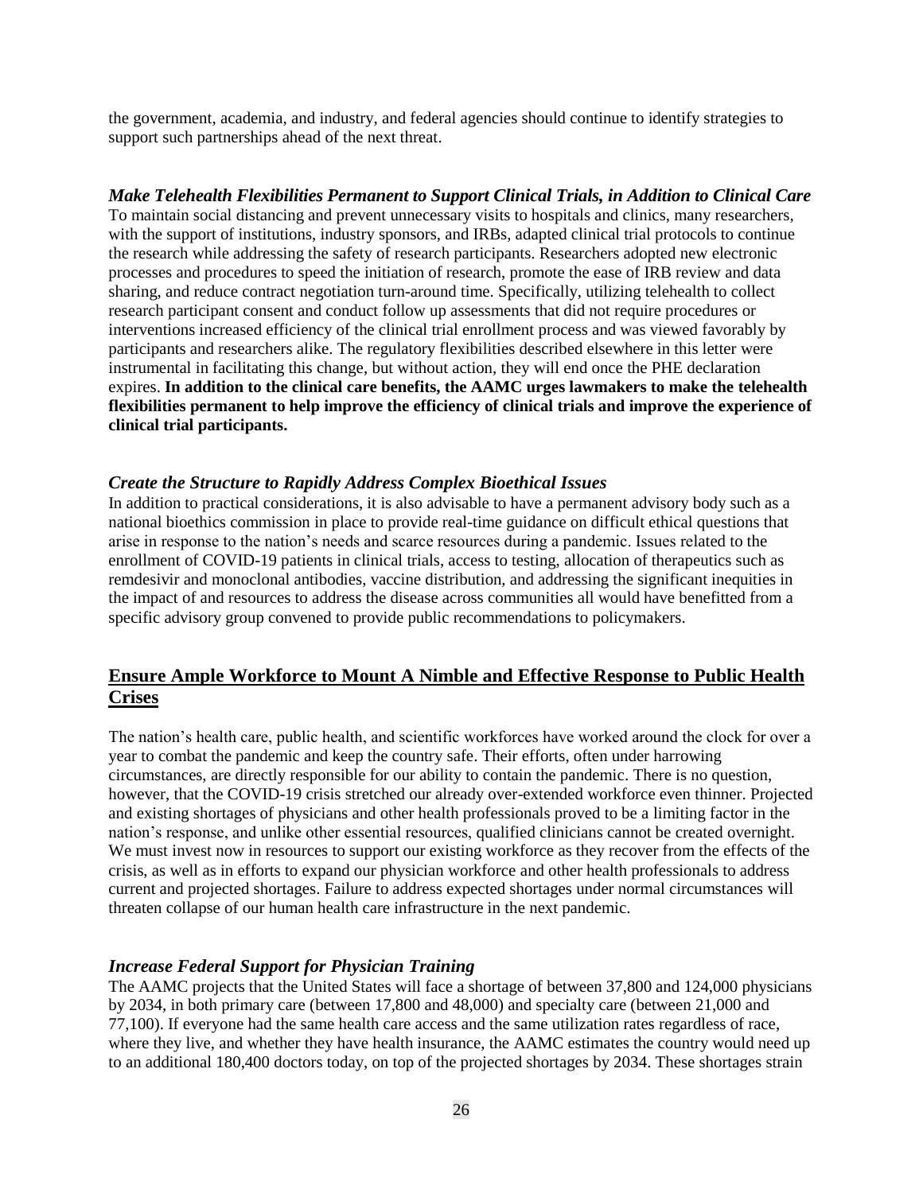the government, academia, and industry, and federal agencies should continue to identify strategies to support such partnerships ahead of the next threat.

### *Make Telehealth Flexibilities Permanent to Support Clinical Trials, in Addition to Clinical Care*

To maintain social distancing and prevent unnecessary visits to hospitals and clinics, many researchers, with the support of institutions, industry sponsors, and IRBs, adapted clinical trial protocols to continue the research while addressing the safety of research participants. Researchers adopted new electronic processes and procedures to speed the initiation of research, promote the ease of IRB review and data sharing, and reduce contract negotiation turn-around time. Specifically, utilizing telehealth to collect research participant consent and conduct follow up assessments that did not require procedures or interventions increased efficiency of the clinical trial enrollment process and was viewed favorably by participants and researchers alike. The regulatory flexibilities described elsewhere in this letter were instrumental in facilitating this change, but without action, they will end once the PHE declaration expires. **In addition to the clinical care benefits, the AAMC urges lawmakers to make the telehealth flexibilities permanent to help improve the efficiency of clinical trials and improve the experience of clinical trial participants.**

### *Create the Structure to Rapidly Address Complex Bioethical Issues*

In addition to practical considerations, it is also advisable to have a permanent advisory body such as a national bioethics commission in place to provide real-time guidance on difficult ethical questions that arise in response to the nation's needs and scarce resources during a pandemic. Issues related to the enrollment of COVID-19 patients in clinical trials, access to testing, allocation of therapeutics such as remdesivir and monoclonal antibodies, vaccine distribution, and addressing the significant inequities in the impact of and resources to address the disease across communities all would have benefitted from a specific advisory group convened to provide public recommendations to policymakers.

## Ensure Ample Workforce to Mount A Nimble and Effective Response to Public Health Crises

The nation's health care, public health, and scientific workforces have worked around the clock for over a year to combat the pandemic and keep the country safe. Their efforts, often under harrowing circumstances, are directly responsible for our ability to contain the pandemic. There is no question, however, that the COVID-19 crisis stretched our already over-extended workforce even thinner. Projected and existing shortages of physicians and other health professionals proved to be a limiting factor in the nation's response, and unlike other essential resources, qualified clinicians cannot be created overnight. We must invest now in resources to support our existing workforce as they recover from the effects of the crisis, as well as in efforts to expand our physician workforce and other health professionals to address current and projected shortages. Failure to address expected shortages under normal circumstances will threaten collapse of our human health care infrastructure in the next pandemic.

### *Increase Federal Support for Physician Training*

The AAMC projects that the United States will face a shortage of between 37,800 and 124,000 physicians by 2034, in both primary care (between 17,800 and 48,000) and specialty care (between 21,000 and 77,100). If everyone had the same health care access and the same utilization rates regardless of race, where they live, and whether they have health insurance, the AAMC estimates the country would need up to an additional 180,400 doctors today, on top of the projected shortages by 2034. These shortages strain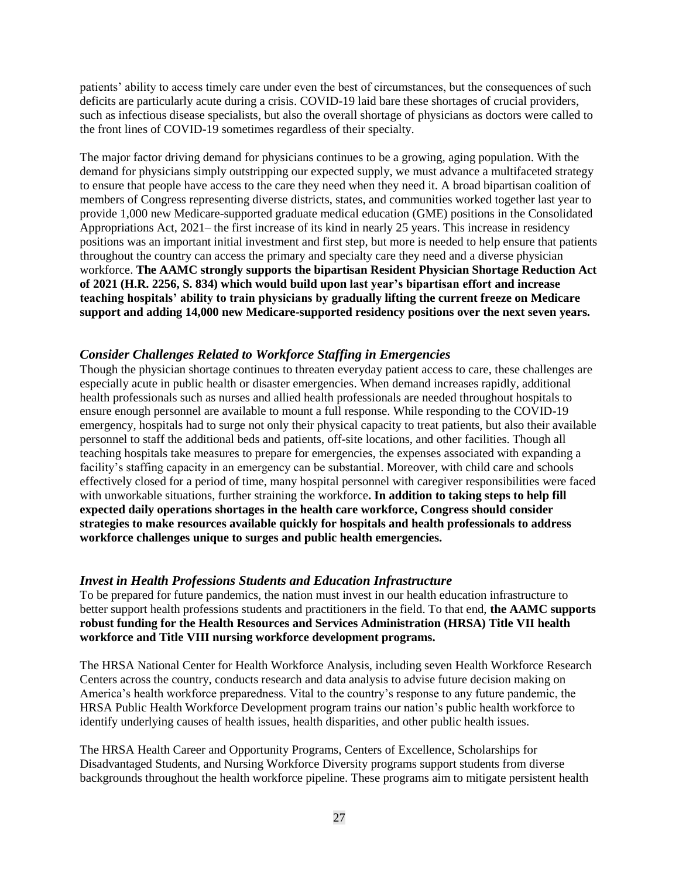patients' ability to access timely care under even the best of circumstances, but the consequences of such deficits are particularly acute during a crisis. COVID-19 laid bare these shortages of crucial providers, such as infectious disease specialists, but also the overall shortage of physicians as doctors were called to the front lines of COVID-19 sometimes regardless of their specialty.

The major factor driving demand for physicians continues to be a growing, aging population. With the demand for physicians simply outstripping our expected supply, we must advance a multifaceted strategy to ensure that people have access to the care they need when they need it. A broad bipartisan coalition of members of Congress representing diverse districts, states, and communities worked together last year to provide 1,000 new Medicare-supported graduate medical education (GME) positions in the Consolidated Appropriations Act, 2021– the first increase of its kind in nearly 25 years. This increase in residency positions was an important initial investment and first step, but more is needed to help ensure that patients throughout the country can access the primary and specialty care they need and a diverse physician workforce. **The AAMC strongly supports the bipartisan Resident Physician Shortage Reduction Act of 2021 (H.R. 2256, S. 834) which would build upon last year's bipartisan effort and increase teaching hospitals' ability to train physicians by gradually lifting the current freeze on Medicare support and adding 14,000 new Medicare-supported residency positions over the next seven years.**

### *Consider Challenges Related to Workforce Staffing in Emergencies*

Though the physician shortage continues to threaten everyday patient access to care, these challenges are especially acute in public health or disaster emergencies. When demand increases rapidly, additional health professionals such as nurses and allied health professionals are needed throughout hospitals to ensure enough personnel are available to mount a full response. While responding to the COVID-19 emergency, hospitals had to surge not only their physical capacity to treat patients, but also their available personnel to staff the additional beds and patients, off-site locations, and other facilities. Though all teaching hospitals take measures to prepare for emergencies, the expenses associated with expanding a facility's staffing capacity in an emergency can be substantial. Moreover, with child care and schools effectively closed for a period of time, many hospital personnel with caregiver responsibilities were faced with unworkable situations, further straining the workforce**. In addition to taking steps to help fill expected daily operations shortages in the health care workforce, Congress should consider strategies to make resources available quickly for hospitals and health professionals to address workforce challenges unique to surges and public health emergencies.**

### *Invest in Health Professions Students and Education Infrastructure*

To be prepared for future pandemics, the nation must invest in our health education infrastructure to better support health professions students and practitioners in the field. To that end, **the AAMC supports robust funding for the Health Resources and Services Administration (HRSA) Title VII health workforce and Title VIII nursing workforce development programs.**

The HRSA National Center for Health Workforce Analysis, including seven Health Workforce Research Centers across the country, conducts research and data analysis to advise future decision making on America's health workforce preparedness. Vital to the country's response to any future pandemic, the HRSA Public Health Workforce Development program trains our nation's public health workforce to identify underlying causes of health issues, health disparities, and other public health issues.

The HRSA Health Career and Opportunity Programs, Centers of Excellence, Scholarships for Disadvantaged Students, and Nursing Workforce Diversity programs support students from diverse backgrounds throughout the health workforce pipeline. These programs aim to mitigate persistent health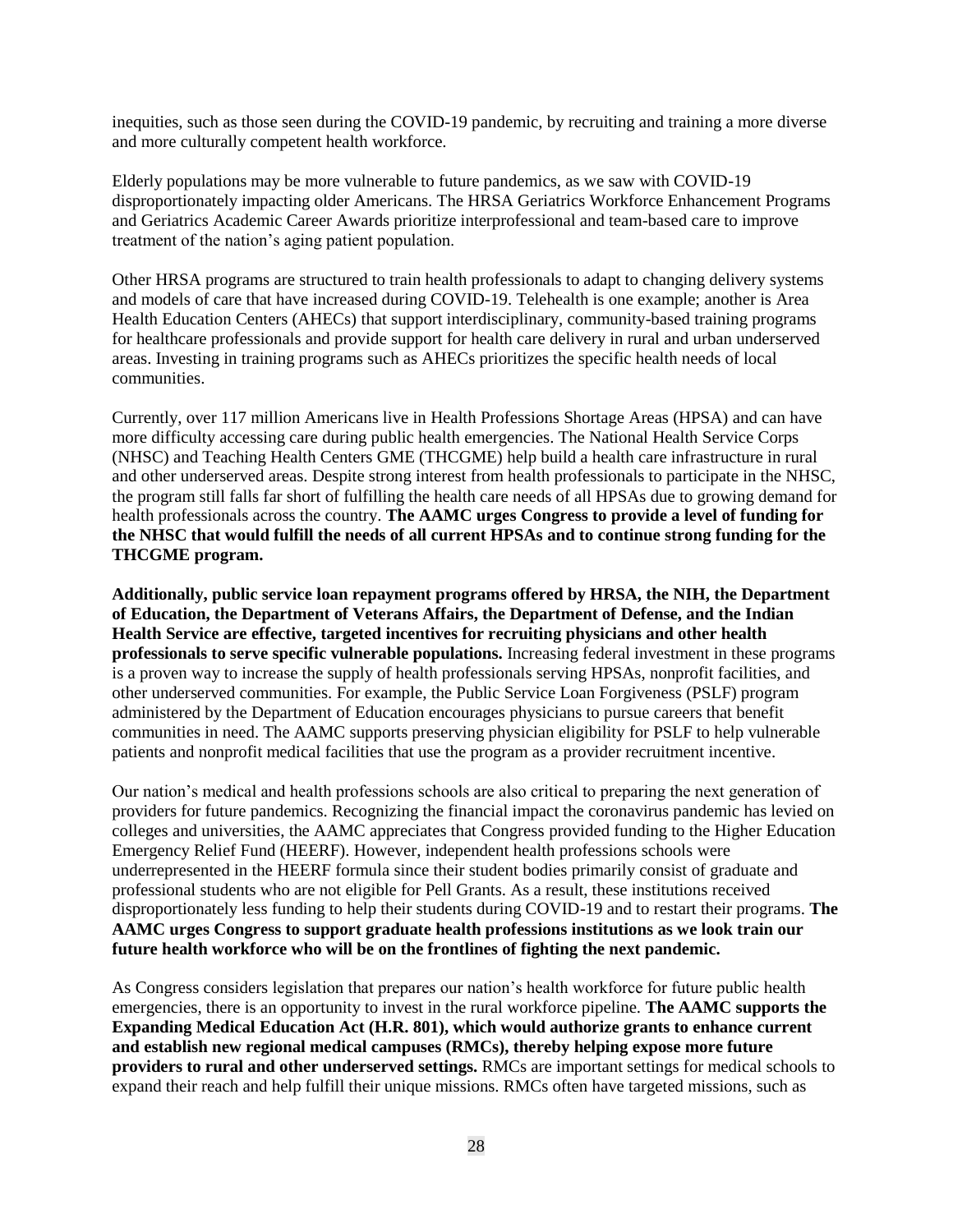inequities, such as those seen during the COVID-19 pandemic, by recruiting and training a more diverse and more culturally competent health workforce.

Elderly populations may be more vulnerable to future pandemics, as we saw with COVID-19 disproportionately impacting older Americans. The HRSA Geriatrics Workforce Enhancement Programs and Geriatrics Academic Career Awards prioritize interprofessional and team-based care to improve treatment of the nation's aging patient population.

Other HRSA programs are structured to train health professionals to adapt to changing delivery systems and models of care that have increased during COVID-19. Telehealth is one example; another is Area Health Education Centers (AHECs) that support interdisciplinary, community-based training programs for healthcare professionals and provide support for health care delivery in rural and urban underserved areas. Investing in training programs such as AHECs prioritizes the specific health needs of local communities.

Currently, over 117 million Americans live in Health Professions Shortage Areas (HPSA) and can have more difficulty accessing care during public health emergencies. The National Health Service Corps (NHSC) and Teaching Health Centers GME (THCGME) help build a health care infrastructure in rural and other underserved areas. Despite strong interest from health professionals to participate in the NHSC, the program still falls far short of fulfilling the health care needs of all HPSAs due to growing demand for health professionals across the country. **The AAMC urges Congress to provide a level of funding for the NHSC that would fulfill the needs of all current HPSAs and to continue strong funding for the THCGME program.**

**Additionally, public service loan repayment programs offered by HRSA, the NIH, the Department of Education, the Department of Veterans Affairs, the Department of Defense, and the Indian Health Service are effective, targeted incentives for recruiting physicians and other health professionals to serve specific vulnerable populations.** Increasing federal investment in these programs is a proven way to increase the supply of health professionals serving HPSAs, nonprofit facilities, and other underserved communities. For example, the Public Service Loan Forgiveness (PSLF) program administered by the Department of Education encourages physicians to pursue careers that benefit communities in need. The AAMC supports preserving physician eligibility for PSLF to help vulnerable patients and nonprofit medical facilities that use the program as a provider recruitment incentive.

Our nation's medical and health professions schools are also critical to preparing the next generation of providers for future pandemics. Recognizing the financial impact the coronavirus pandemic has levied on colleges and universities, the AAMC appreciates that Congress provided funding to the Higher Education Emergency Relief Fund (HEERF). However, independent health professions schools were underrepresented in the HEERF formula since their student bodies primarily consist of graduate and professional students who are not eligible for Pell Grants. As a result, these institutions received disproportionately less funding to help their students during COVID-19 and to restart their programs. **The AAMC urges Congress to support graduate health professions institutions as we look train our future health workforce who will be on the frontlines of fighting the next pandemic.**

As Congress considers legislation that prepares our nation's health workforce for future public health emergencies, there is an opportunity to invest in the rural workforce pipeline. **The AAMC supports the Expanding Medical Education Act (H.R. 801), which would authorize grants to enhance current and establish new regional medical campuses (RMCs), thereby helping expose more future providers to rural and other underserved settings.** RMCs are important settings for medical schools to expand their reach and help fulfill their unique missions. RMCs often have targeted missions, such as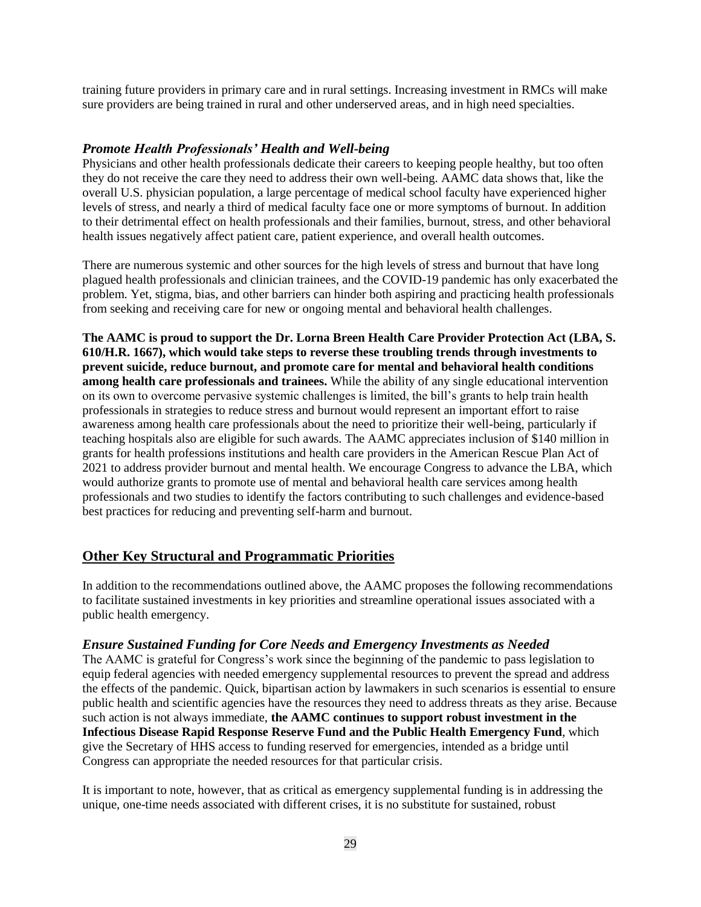training future providers in primary care and in rural settings. Increasing investment in RMCs will make sure providers are being trained in rural and other underserved areas, and in high need specialties.

### *Promote Health Professionals' Health and Well-being*

Physicians and other health professionals dedicate their careers to keeping people healthy, but too often they do not receive the care they need to address their own well-being. AAMC data shows that, like the overall U.S. physician population, a large percentage of medical school faculty have experienced higher levels of stress, and nearly a third of medical faculty face one or more symptoms of burnout. In addition to their detrimental effect on health professionals and their families, burnout, stress, and other behavioral health issues negatively affect patient care, patient experience, and overall health outcomes.

There are numerous systemic and other sources for the high levels of stress and burnout that have long plagued health professionals and clinician trainees, and the COVID-19 pandemic has only exacerbated the problem. Yet, stigma, bias, and other barriers can hinder both aspiring and practicing health professionals from seeking and receiving care for new or ongoing mental and behavioral health challenges.

**The AAMC is proud to support the Dr. Lorna Breen Health Care Provider Protection Act (LBA, S. 610/H.R. 1667), which would take steps to reverse these troubling trends through investments to prevent suicide, reduce burnout, and promote care for mental and behavioral health conditions among health care professionals and trainees.** While the ability of any single educational intervention on its own to overcome pervasive systemic challenges is limited, the bill's grants to help train health professionals in strategies to reduce stress and burnout would represent an important effort to raise awareness among health care professionals about the need to prioritize their well-being, particularly if teaching hospitals also are eligible for such awards. The AAMC appreciates inclusion of $140 million in grants for health professions institutions and health care providers in the American Rescue Plan Act of 2021 to address provider burnout and mental health. We encourage Congress to advance the LBA, which would authorize grants to promote use of mental and behavioral health care services among health professionals and two studies to identify the factors contributing to such challenges and evidence-based best practices for reducing and preventing self-harm and burnout.

## Other Key Structural and Programmatic Priorities

In addition to the recommendations outlined above, the AAMC proposes the following recommendations to facilitate sustained investments in key priorities and streamline operational issues associated with a public health emergency.

### *Ensure Sustained Funding for Core Needs and Emergency Investments as Needed*

The AAMC is grateful for Congress's work since the beginning of the pandemic to pass legislation to equip federal agencies with needed emergency supplemental resources to prevent the spread and address the effects of the pandemic. Quick, bipartisan action by lawmakers in such scenarios is essential to ensure public health and scientific agencies have the resources they need to address threats as they arise. Because such action is not always immediate, **the AAMC continues to support robust investment in the Infectious Disease Rapid Response Reserve Fund and the Public Health Emergency Fund**, which give the Secretary of HHS access to funding reserved for emergencies, intended as a bridge until Congress can appropriate the needed resources for that particular crisis.

It is important to note, however, that as critical as emergency supplemental funding is in addressing the unique, one-time needs associated with different crises, it is no substitute for sustained, robust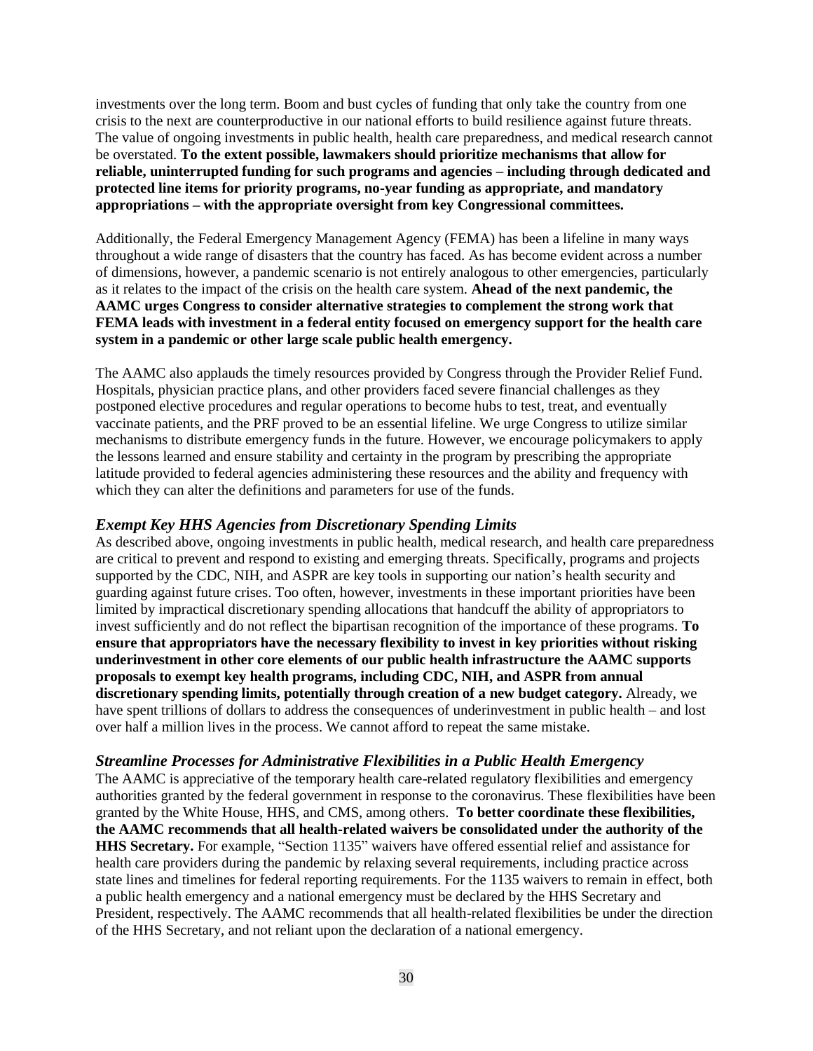investments over the long term. Boom and bust cycles of funding that only take the country from one crisis to the next are counterproductive in our national efforts to build resilience against future threats. The value of ongoing investments in public health, health care preparedness, and medical research cannot be overstated. **To the extent possible, lawmakers should prioritize mechanisms that allow for reliable, uninterrupted funding for such programs and agencies – including through dedicated and protected line items for priority programs, no-year funding as appropriate, and mandatory appropriations – with the appropriate oversight from key Congressional committees.**

Additionally, the Federal Emergency Management Agency (FEMA) has been a lifeline in many ways throughout a wide range of disasters that the country has faced. As has become evident across a number of dimensions, however, a pandemic scenario is not entirely analogous to other emergencies, particularly as it relates to the impact of the crisis on the health care system. **Ahead of the next pandemic, the AAMC urges Congress to consider alternative strategies to complement the strong work that FEMA leads with investment in a federal entity focused on emergency support for the health care system in a pandemic or other large scale public health emergency.**

The AAMC also applauds the timely resources provided by Congress through the Provider Relief Fund. Hospitals, physician practice plans, and other providers faced severe financial challenges as they postponed elective procedures and regular operations to become hubs to test, treat, and eventually vaccinate patients, and the PRF proved to be an essential lifeline. We urge Congress to utilize similar mechanisms to distribute emergency funds in the future. However, we encourage policymakers to apply the lessons learned and ensure stability and certainty in the program by prescribing the appropriate latitude provided to federal agencies administering these resources and the ability and frequency with which they can alter the definitions and parameters for use of the funds.

### *Exempt Key HHS Agencies from Discretionary Spending Limits*

As described above, ongoing investments in public health, medical research, and health care preparedness are critical to prevent and respond to existing and emerging threats. Specifically, programs and projects supported by the CDC, NIH, and ASPR are key tools in supporting our nation's health security and guarding against future crises. Too often, however, investments in these important priorities have been limited by impractical discretionary spending allocations that handcuff the ability of appropriators to invest sufficiently and do not reflect the bipartisan recognition of the importance of these programs. **To ensure that appropriators have the necessary flexibility to invest in key priorities without risking underinvestment in other core elements of our public health infrastructure the AAMC supports proposals to exempt key health programs, including CDC, NIH, and ASPR from annual discretionary spending limits, potentially through creation of a new budget category.** Already, we have spent trillions of dollars to address the consequences of underinvestment in public health – and lost over half a million lives in the process. We cannot afford to repeat the same mistake.

### *Streamline Processes for Administrative Flexibilities in a Public Health Emergency*

The AAMC is appreciative of the temporary health care-related regulatory flexibilities and emergency authorities granted by the federal government in response to the coronavirus. These flexibilities have been granted by the White House, HHS, and CMS, among others. **To better coordinate these flexibilities, the AAMC recommends that all health-related waivers be consolidated under the authority of the HHS Secretary.** For example, "Section 1135" waivers have offered essential relief and assistance for health care providers during the pandemic by relaxing several requirements, including practice across state lines and timelines for federal reporting requirements. For the 1135 waivers to remain in effect, both a public health emergency and a national emergency must be declared by the HHS Secretary and President, respectively. The AAMC recommends that all health-related flexibilities be under the direction of the HHS Secretary, and not reliant upon the declaration of a national emergency.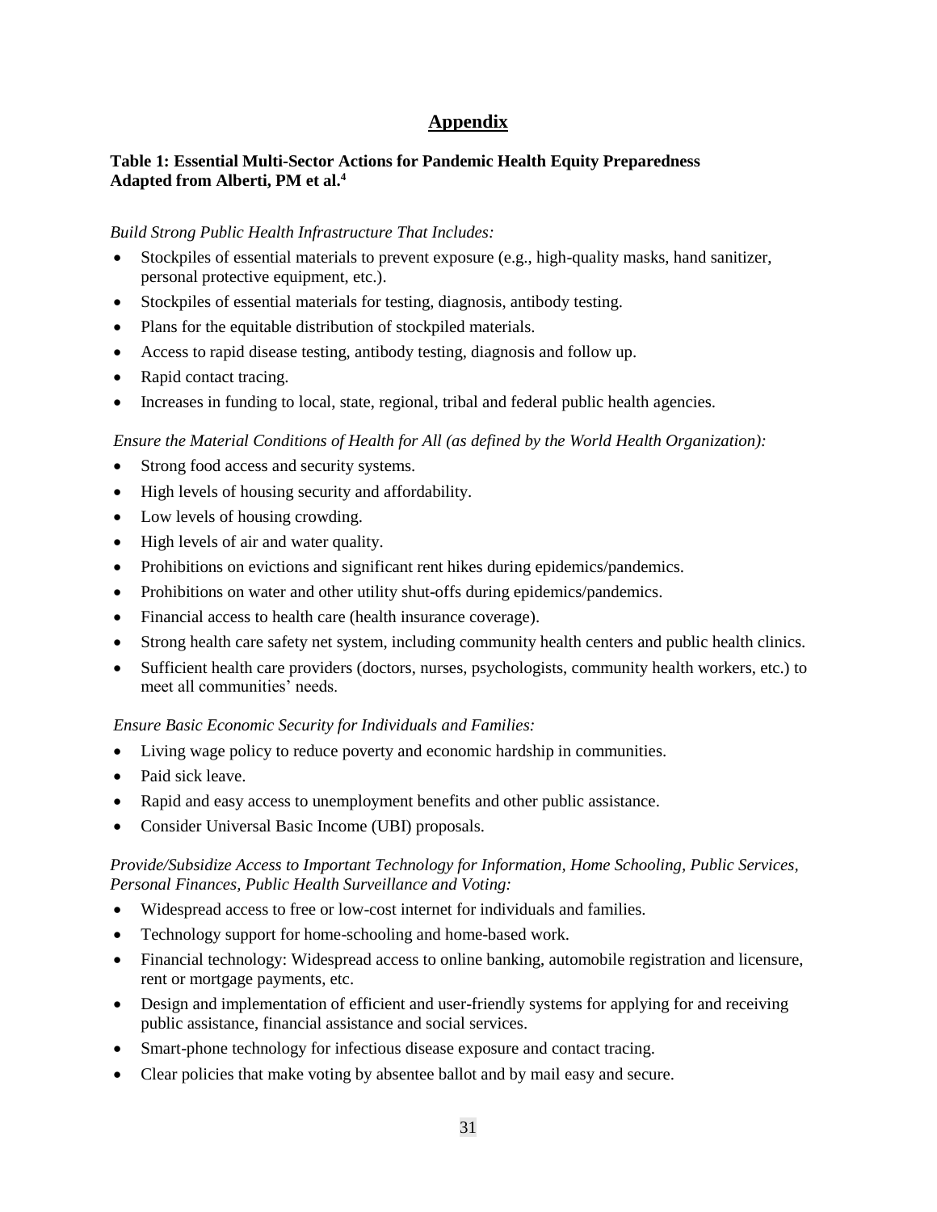# Appendix

**Table 1: Essential Multi-Sector Actions for Pandemic Health Equity Preparedness Adapted from Alberti, PM et al.[4]**

*Build Strong Public Health Infrastructure That Includes:*

- Stockpiles of essential materials to prevent exposure (e.g., high-quality masks, hand sanitizer, personal protective equipment, etc.).
- Stockpiles of essential materials for testing, diagnosis, antibody testing.
- Plans for the equitable distribution of stockpiled materials.
- Access to rapid disease testing, antibody testing, diagnosis and follow up.
- Rapid contact tracing.
- Increases in funding to local, state, regional, tribal and federal public health agencies.

*Ensure the Material Conditions of Health for All (as defined by the World Health Organization):*

- Strong food access and security systems.
- High levels of housing security and affordability.
- Low levels of housing crowding.
- High levels of air and water quality.
- Prohibitions on evictions and significant rent hikes during epidemics/pandemics.
- Prohibitions on water and other utility shut-offs during epidemics/pandemics.
- Financial access to health care (health insurance coverage).
- Strong health care safety net system, including community health centers and public health clinics.
- Sufficient health care providers (doctors, nurses, psychologists, community health workers, etc.) to meet all communities' needs.

*Ensure Basic Economic Security for Individuals and Families:*

- Living wage policy to reduce poverty and economic hardship in communities.
- Paid sick leave.
- Rapid and easy access to unemployment benefits and other public assistance.
- Consider Universal Basic Income (UBI) proposals.

*Provide/Subsidize Access to Important Technology for Information, Home Schooling, Public Services, Personal Finances, Public Health Surveillance and Voting:*

- Widespread access to free or low-cost internet for individuals and families.
- Technology support for home-schooling and home-based work.
- Financial technology: Widespread access to online banking, automobile registration and licensure, rent or mortgage payments, etc.
- Design and implementation of efficient and user-friendly systems for applying for and receiving public assistance, financial assistance and social services.
- Smart-phone technology for infectious disease exposure and contact tracing.
- Clear policies that make voting by absentee ballot and by mail easy and secure.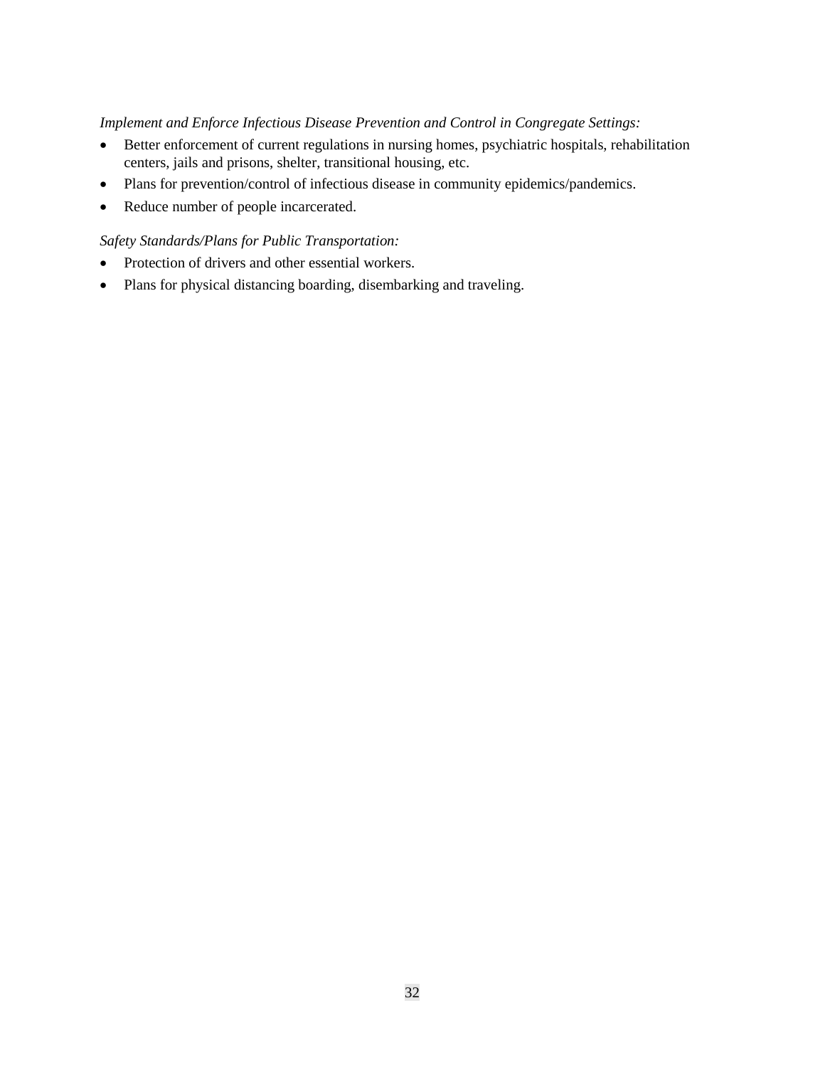*Implement and Enforce Infectious Disease Prevention and Control in Congregate Settings:*

- Better enforcement of current regulations in nursing homes, psychiatric hospitals, rehabilitation centers, jails and prisons, shelter, transitional housing, etc.
- Plans for prevention/control of infectious disease in community epidemics/pandemics.
- Reduce number of people incarcerated.

*Safety Standards/Plans for Public Transportation:*

- Protection of drivers and other essential workers.
- Plans for physical distancing boarding, disembarking and traveling.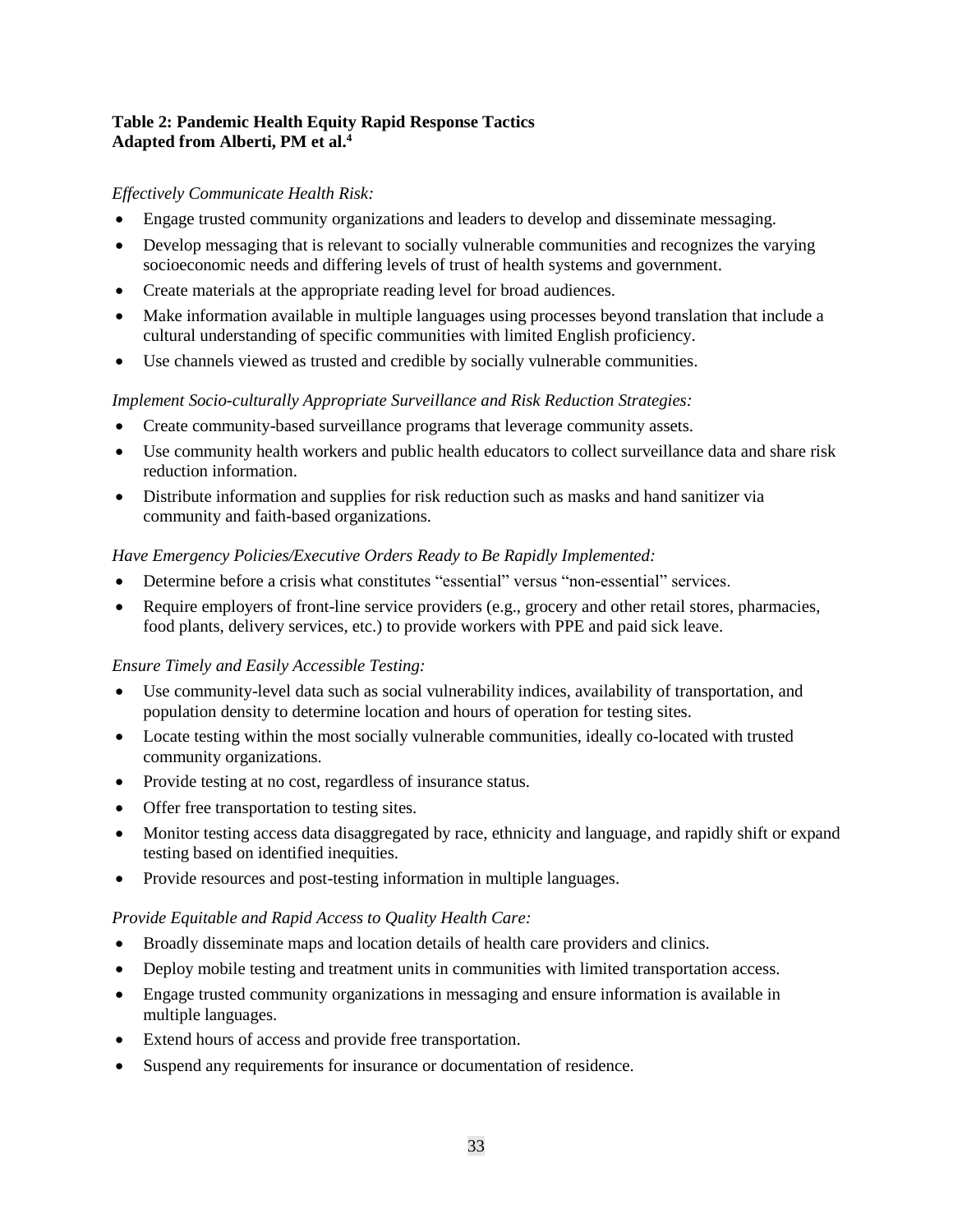**Table 2: Pandemic Health Equity Rapid Response Tactics**
**Adapted from Alberti, PM et al.[4]**

*Effectively Communicate Health Risk:*

- Engage trusted community organizations and leaders to develop and disseminate messaging.
- Develop messaging that is relevant to socially vulnerable communities and recognizes the varying socioeconomic needs and differing levels of trust of health systems and government.
- Create materials at the appropriate reading level for broad audiences.
- Make information available in multiple languages using processes beyond translation that include a cultural understanding of specific communities with limited English proficiency.
- Use channels viewed as trusted and credible by socially vulnerable communities.

*Implement Socio-culturally Appropriate Surveillance and Risk Reduction Strategies:*

- Create community-based surveillance programs that leverage community assets.
- Use community health workers and public health educators to collect surveillance data and share risk reduction information.
- Distribute information and supplies for risk reduction such as masks and hand sanitizer via community and faith-based organizations.

*Have Emergency Policies/Executive Orders Ready to Be Rapidly Implemented:*

- Determine before a crisis what constitutes "essential" versus "non-essential" services.
- Require employers of front-line service providers (e.g., grocery and other retail stores, pharmacies, food plants, delivery services, etc.) to provide workers with PPE and paid sick leave.

*Ensure Timely and Easily Accessible Testing:*

- Use community-level data such as social vulnerability indices, availability of transportation, and population density to determine location and hours of operation for testing sites.
- Locate testing within the most socially vulnerable communities, ideally co-located with trusted community organizations.
- Provide testing at no cost, regardless of insurance status.
- Offer free transportation to testing sites.
- Monitor testing access data disaggregated by race, ethnicity and language, and rapidly shift or expand testing based on identified inequities.
- Provide resources and post-testing information in multiple languages.

*Provide Equitable and Rapid Access to Quality Health Care:*

- Broadly disseminate maps and location details of health care providers and clinics.
- Deploy mobile testing and treatment units in communities with limited transportation access.
- Engage trusted community organizations in messaging and ensure information is available in multiple languages.
- Extend hours of access and provide free transportation.
- Suspend any requirements for insurance or documentation of residence.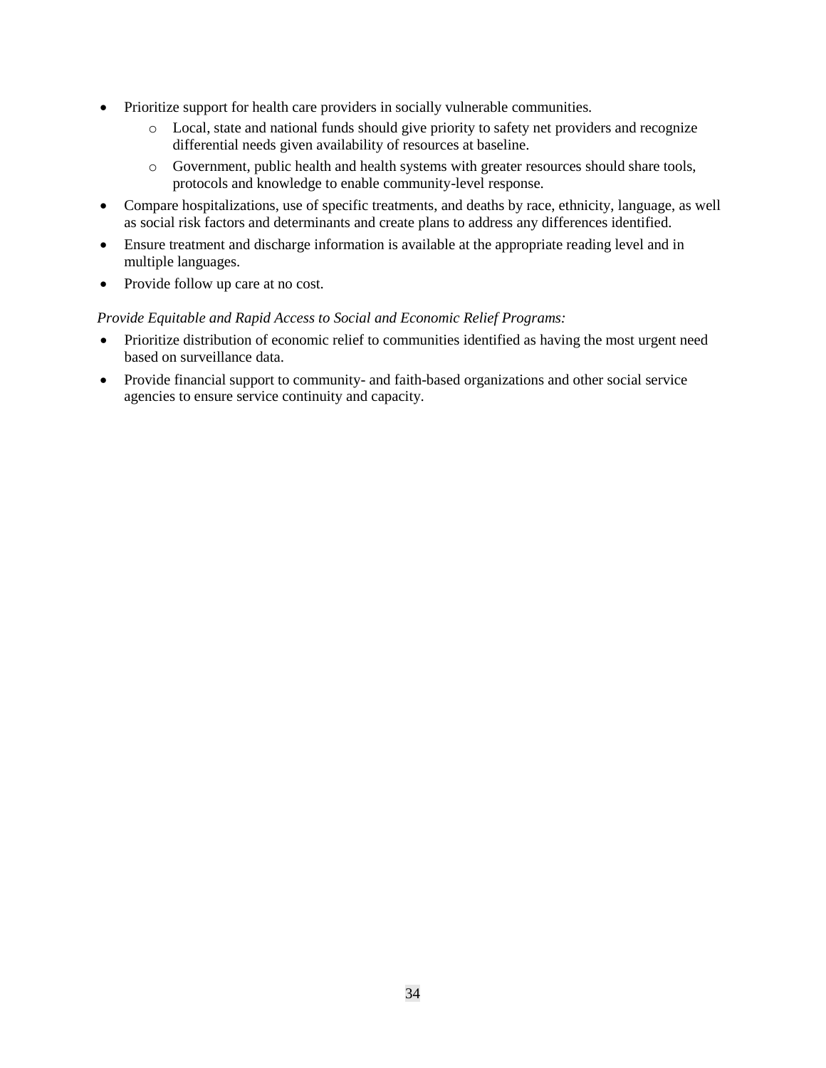- Prioritize support for health care providers in socially vulnerable communities.
    - Local, state and national funds should give priority to safety net providers and recognize differential needs given availability of resources at baseline.
    - Government, public health and health systems with greater resources should share tools, protocols and knowledge to enable community-level response.
- Compare hospitalizations, use of specific treatments, and deaths by race, ethnicity, language, as well as social risk factors and determinants and create plans to address any differences identified.
- Ensure treatment and discharge information is available at the appropriate reading level and in multiple languages.
- Provide follow up care at no cost.

*Provide Equitable and Rapid Access to Social and Economic Relief Programs:*

- Prioritize distribution of economic relief to communities identified as having the most urgent need based on surveillance data.
- Provide financial support to community- and faith-based organizations and other social service agencies to ensure service continuity and capacity.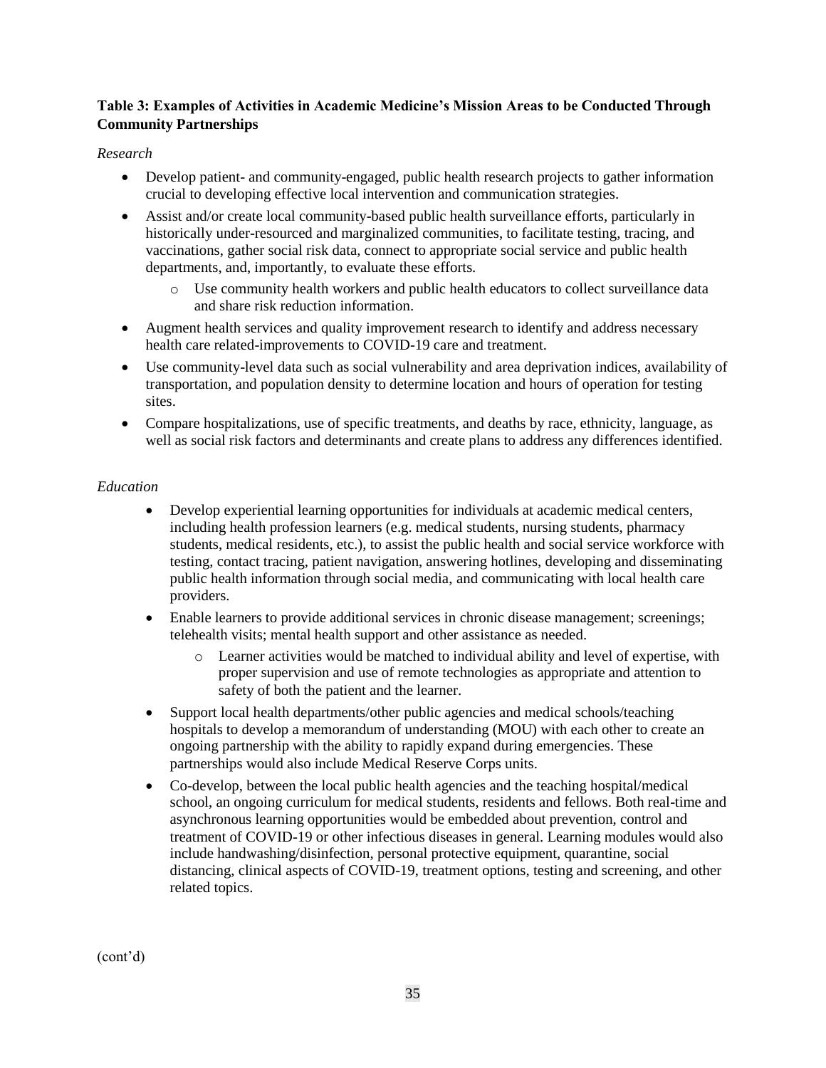**Table 3: Examples of Activities in Academic Medicine's Mission Areas to be Conducted Through Community Partnerships**

*Research*

- Develop patient- and community-engaged, public health research projects to gather information crucial to developing effective local intervention and communication strategies.
- Assist and/or create local community-based public health surveillance efforts, particularly in historically under-resourced and marginalized communities, to facilitate testing, tracing, and vaccinations, gather social risk data, connect to appropriate social service and public health departments, and, importantly, to evaluate these efforts.
    - Use community health workers and public health educators to collect surveillance data and share risk reduction information.
- Augment health services and quality improvement research to identify and address necessary health care related-improvements to COVID-19 care and treatment.
- Use community-level data such as social vulnerability and area deprivation indices, availability of transportation, and population density to determine location and hours of operation for testing sites.
- Compare hospitalizations, use of specific treatments, and deaths by race, ethnicity, language, as well as social risk factors and determinants and create plans to address any differences identified.

*Education*

- Develop experiential learning opportunities for individuals at academic medical centers, including health profession learners (e.g. medical students, nursing students, pharmacy students, medical residents, etc.), to assist the public health and social service workforce with testing, contact tracing, patient navigation, answering hotlines, developing and disseminating public health information through social media, and communicating with local health care providers.
- Enable learners to provide additional services in chronic disease management; screenings; telehealth visits; mental health support and other assistance as needed.
    - Learner activities would be matched to individual ability and level of expertise, with proper supervision and use of remote technologies as appropriate and attention to safety of both the patient and the learner.
- Support local health departments/other public agencies and medical schools/teaching hospitals to develop a memorandum of understanding (MOU) with each other to create an ongoing partnership with the ability to rapidly expand during emergencies. These partnerships would also include Medical Reserve Corps units.
- Co-develop, between the local public health agencies and the teaching hospital/medical school, an ongoing curriculum for medical students, residents and fellows. Both real-time and asynchronous learning opportunities would be embedded about prevention, control and treatment of COVID-19 or other infectious diseases in general. Learning modules would also include handwashing/disinfection, personal protective equipment, quarantine, social distancing, clinical aspects of COVID-19, treatment options, testing and screening, and other related topics.

(cont'd)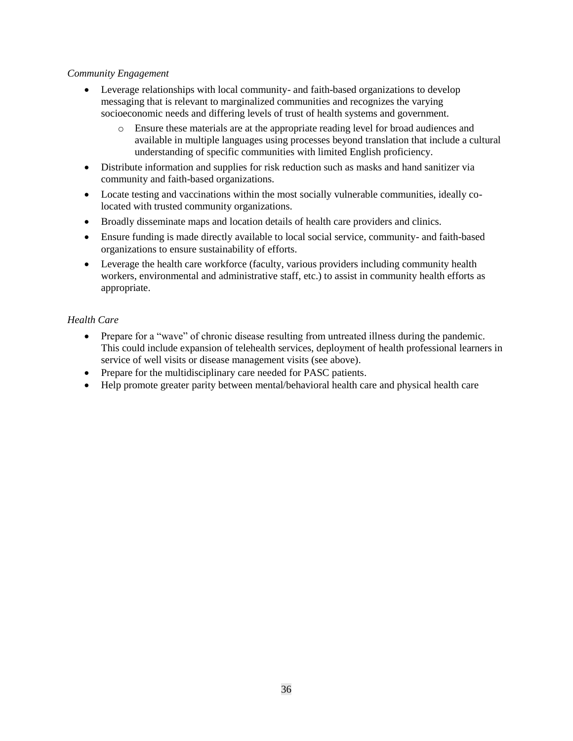*Community Engagement*

- Leverage relationships with local community- and faith-based organizations to develop messaging that is relevant to marginalized communities and recognizes the varying socioeconomic needs and differing levels of trust of health systems and government.
  - Ensure these materials are at the appropriate reading level for broad audiences and available in multiple languages using processes beyond translation that include a cultural understanding of specific communities with limited English proficiency.
- Distribute information and supplies for risk reduction such as masks and hand sanitizer via community and faith-based organizations.
- Locate testing and vaccinations within the most socially vulnerable communities, ideally co-located with trusted community organizations.
- Broadly disseminate maps and location details of health care providers and clinics.
- Ensure funding is made directly available to local social service, community- and faith-based organizations to ensure sustainability of efforts.
- Leverage the health care workforce (faculty, various providers including community health workers, environmental and administrative staff, etc.) to assist in community health efforts as appropriate.

*Health Care*

- Prepare for a "wave" of chronic disease resulting from untreated illness during the pandemic. This could include expansion of telehealth services, deployment of health professional learners in service of well visits or disease management visits (see above).
- Prepare for the multidisciplinary care needed for PASC patients.
- Help promote greater parity between mental/behavioral health care and physical health care